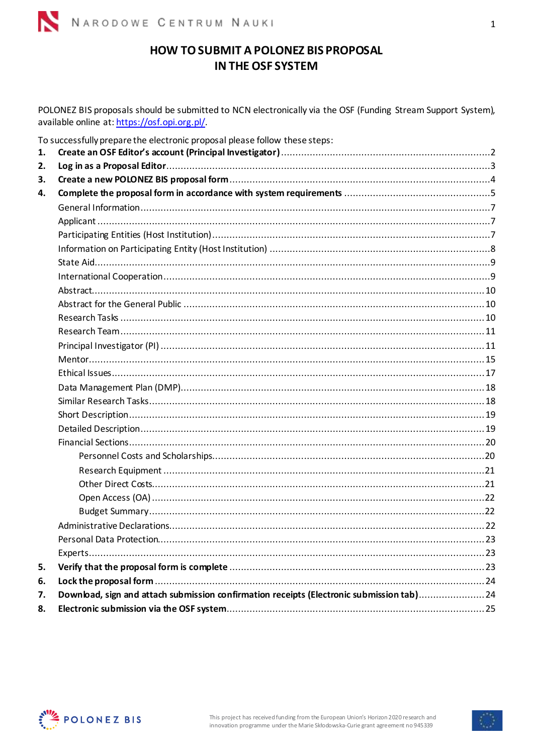# HOW TO SUBMIT A POLONEZ BIS PROPOSAL IN THE OSF SYSTEM

POLONEZ BIS proposals should be submitted to NCN electronically via the OSF (Funding Stream Support System), available online at: https://osf.opi.org.pl/.

To successfully prepare the electronic proposal please follow these steps:

1. **Create an OSF Editor's account (Principal Investigator)** ........ 2
2. **Log in as a Proposal Editor** ........ 3
3. **Create a new POLONEZ BIS proposal form** ........ 4
4. **Complete the proposal form in accordance with system requirements** ........ 5
   - General Information ........ 7
   - Applicant ........ 7
   - Participating Entities (Host Institution) ........ 7
   - Information on Participating Entity (Host Institution) ........ 8
   - State Aid ........ 9
   - International Cooperation ........ 9
   - Abstract ........ 10
   - Abstract for the General Public ........ 10
   - Research Tasks ........ 10
   - Research Team ........ 11
   - Principal Investigator (PI) ........ 11
   - Mentor ........ 15
   - Ethical Issues ........ 17
   - Data Management Plan (DMP) ........ 18
   - Similar Research Tasks ........ 18
   - Short Description ........ 19
   - Detailed Description ........ 19
   - Financial Sections ........ 20
     - Personnel Costs and Scholarships ........ 20
     - Research Equipment ........ 21
     - Other Direct Costs ........ 21
     - Open Access (OA) ........ 22
     - Budget Summary ........ 22
   - Administrative Declarations ........ 22
   - Personal Data Protection ........ 23
   - Experts ........ 23
5. **Verify that the proposal form is complete** ........ 23
6. **Lock the proposal form** ........ 24
7. **Download, sign and attach submission confirmation receipts (Electronic submission tab)** ........ 24
8. **Electronic submission via the OSF system** ........ 25

This project has received funding from the European Union's Horizon 2020 research and innovation programme under the Marie Skłodowska-Curie grant agreement no 945339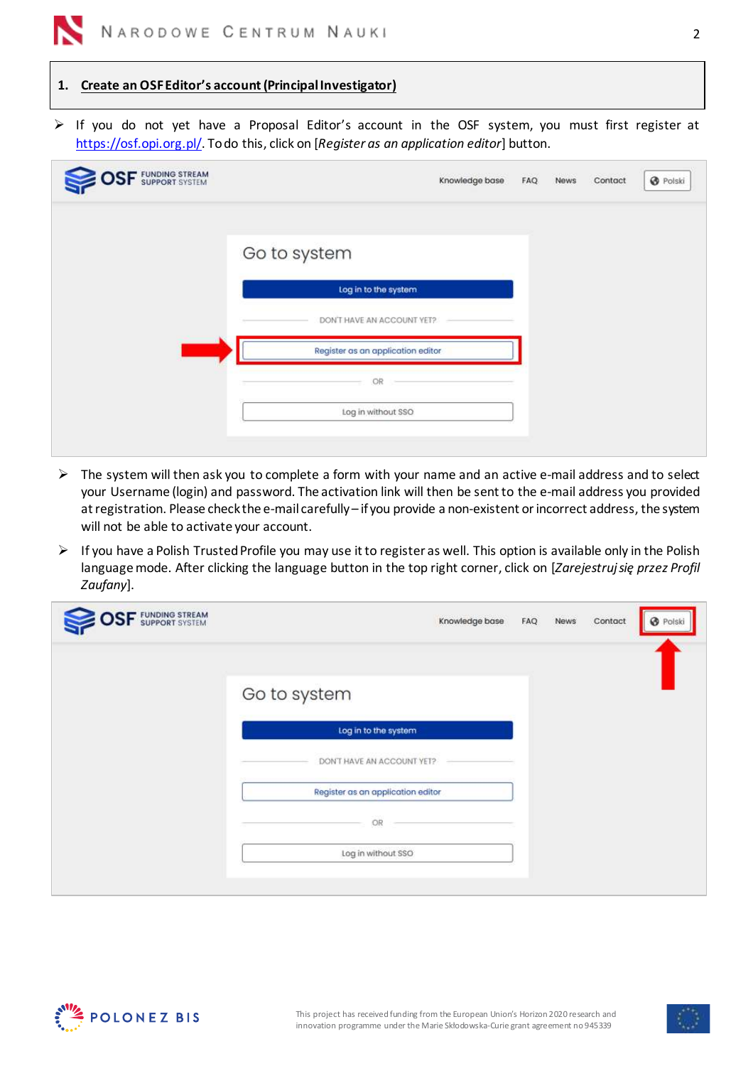## 1. Create an OSF Editor's account (Principal Investigator)

- If you do not yet have a Proposal Editor's account in the OSF system, you must first register at https://osf.opi.org.pl/. To do this, click on [*Register as an application editor*] button.

- The system will then ask you to complete a form with your name and an active e-mail address and to select your Username (login) and password. The activation link will then be sent to the e-mail address you provided at registration. Please check the e-mail carefully – if you provide a non-existent or incorrect address, the system will not be able to activate your account.
- If you have a Polish Trusted Profile you may use it to register as well. This option is available only in the Polish language mode. After clicking the language button in the top right corner, click on [*Zarejestruj się przez Profil Zaufany*].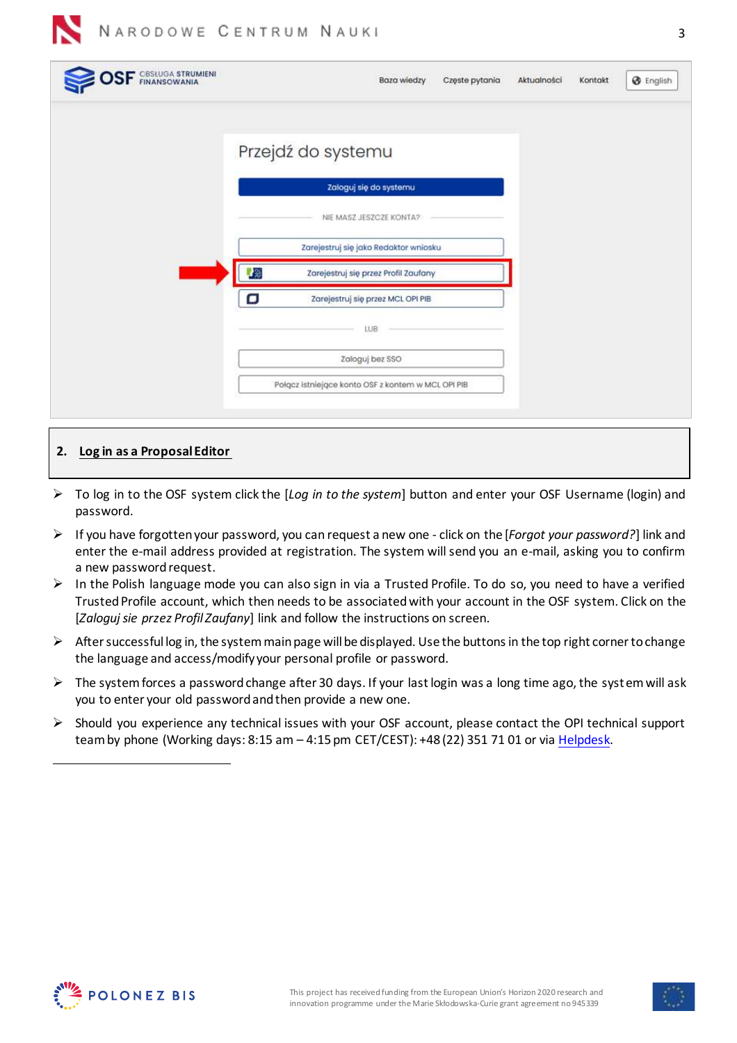## 2. Log in as a Proposal Editor

- To log in to the OSF system click the [*Log in to the system*] button and enter your OSF Username (login) and password.
- If you have forgotten your password, you can request a new one - click on the [*Forgot your password?*] link and enter the e-mail address provided at registration. The system will send you an e-mail, asking you to confirm a new password request.
- In the Polish language mode you can also sign in via a Trusted Profile. To do so, you need to have a verified Trusted Profile account, which then needs to be associated with your account in the OSF system. Click on the [*Zaloguj sie przez Profil Zaufany*] link and follow the instructions on screen.
- After successful log in, the system main page will be displayed. Use the buttons in the top right corner to change the language and access/modify your personal profile or password.
- The system forces a password change after 30 days. If your last login was a long time ago, the system will ask you to enter your old password and then provide a new one.
- Should you experience any technical issues with your OSF account, please contact the OPI technical support team by phone (Working days: 8:15 am – 4:15 pm CET/CEST): +48 (22) 351 71 01 or via Helpdesk.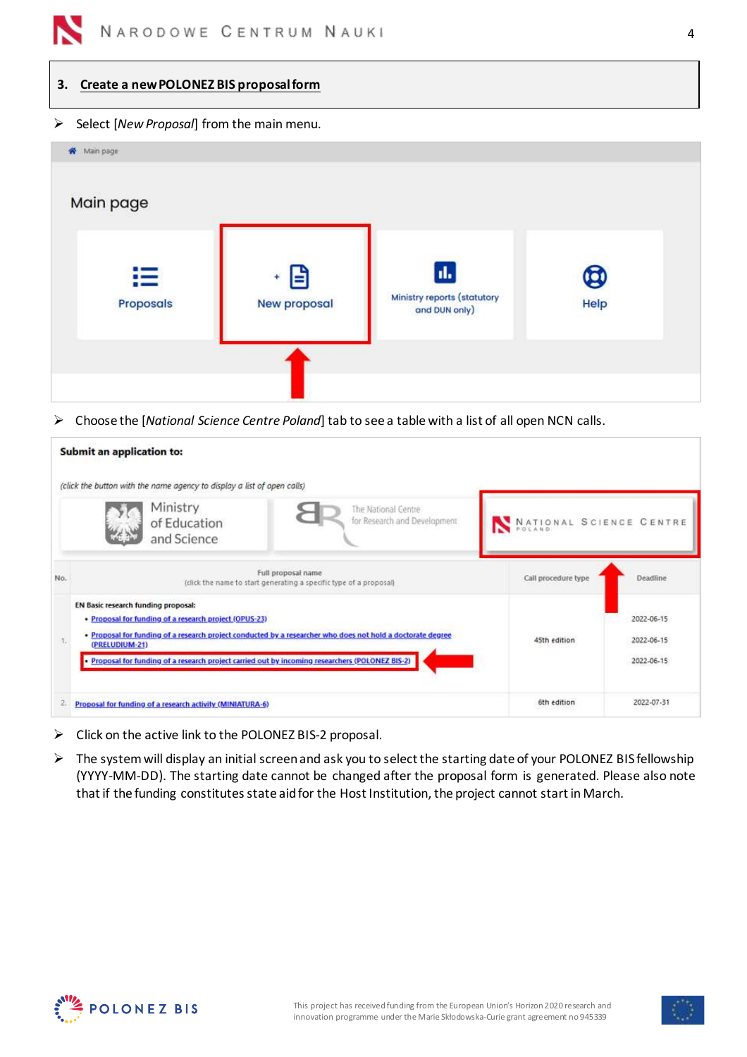## 3. Create a new POLONEZ BIS proposal form

- Select [*New Proposal*] from the main menu.

- Choose the [*National Science Centre Poland*] tab to see a table with a list of all open NCN calls.

- Click on the active link to the POLONEZ BIS-2 proposal.
- The system will display an initial screen and ask you to select the starting date of your POLONEZ BIS fellowship (YYYY-MM-DD). The starting date cannot be changed after the proposal form is generated. Please also note that if the funding constitutes state aid for the Host Institution, the project cannot start in March.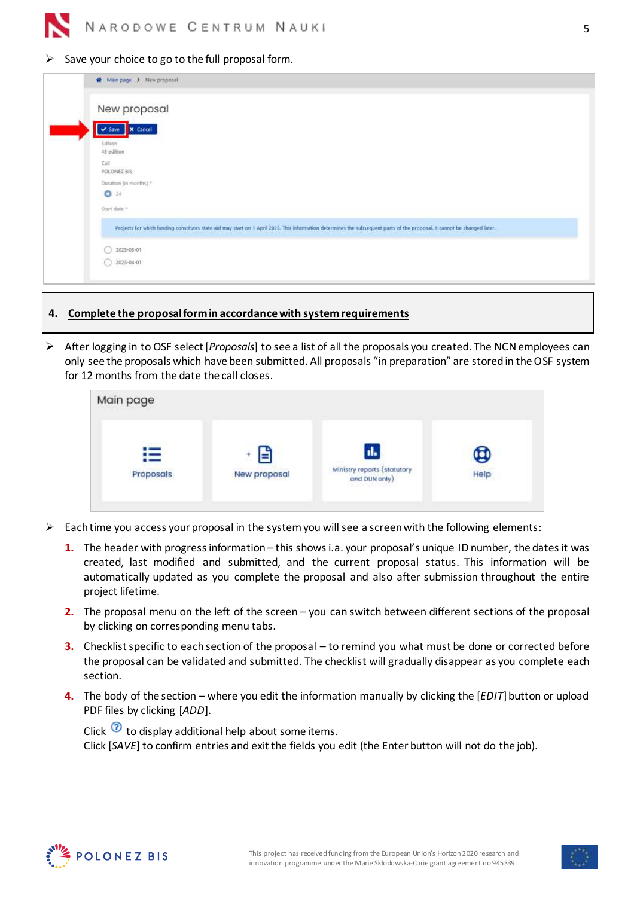- Save your choice to go to the full proposal form.

## 4. Complete the proposal form in accordance with system requirements

- After logging in to OSF select [*Proposals*] to see a list of all the proposals you created. The NCN employees can only see the proposals which have been submitted. All proposals "in preparation" are stored in the OSF system for 12 months from the date the call closes.

- Each time you access your proposal in the system you will see a screen with the following elements:

  1. The header with progress information – this shows i.a. your proposal's unique ID number, the dates it was created, last modified and submitted, and the current proposal status. This information will be automatically updated as you complete the proposal and also after submission throughout the entire project lifetime.
  2. The proposal menu on the left of the screen – you can switch between different sections of the proposal by clicking on corresponding menu tabs.
  3. Checklist specific to each section of the proposal – to remind you what must be done or corrected before the proposal can be validated and submitted. The checklist will gradually disappear as you complete each section.
  4. The body of the section – where you edit the information manually by clicking the [*EDIT*] button or upload PDF files by clicking [*ADD*].

     Click ⓘ to display additional help about some items.
     Click [*SAVE*] to confirm entries and exit the fields you edit (the Enter button will not do the job).

This project has received funding from the European Union's Horizon 2020 research and innovation programme under the Marie Skłodowska-Curie grant agreement no 945339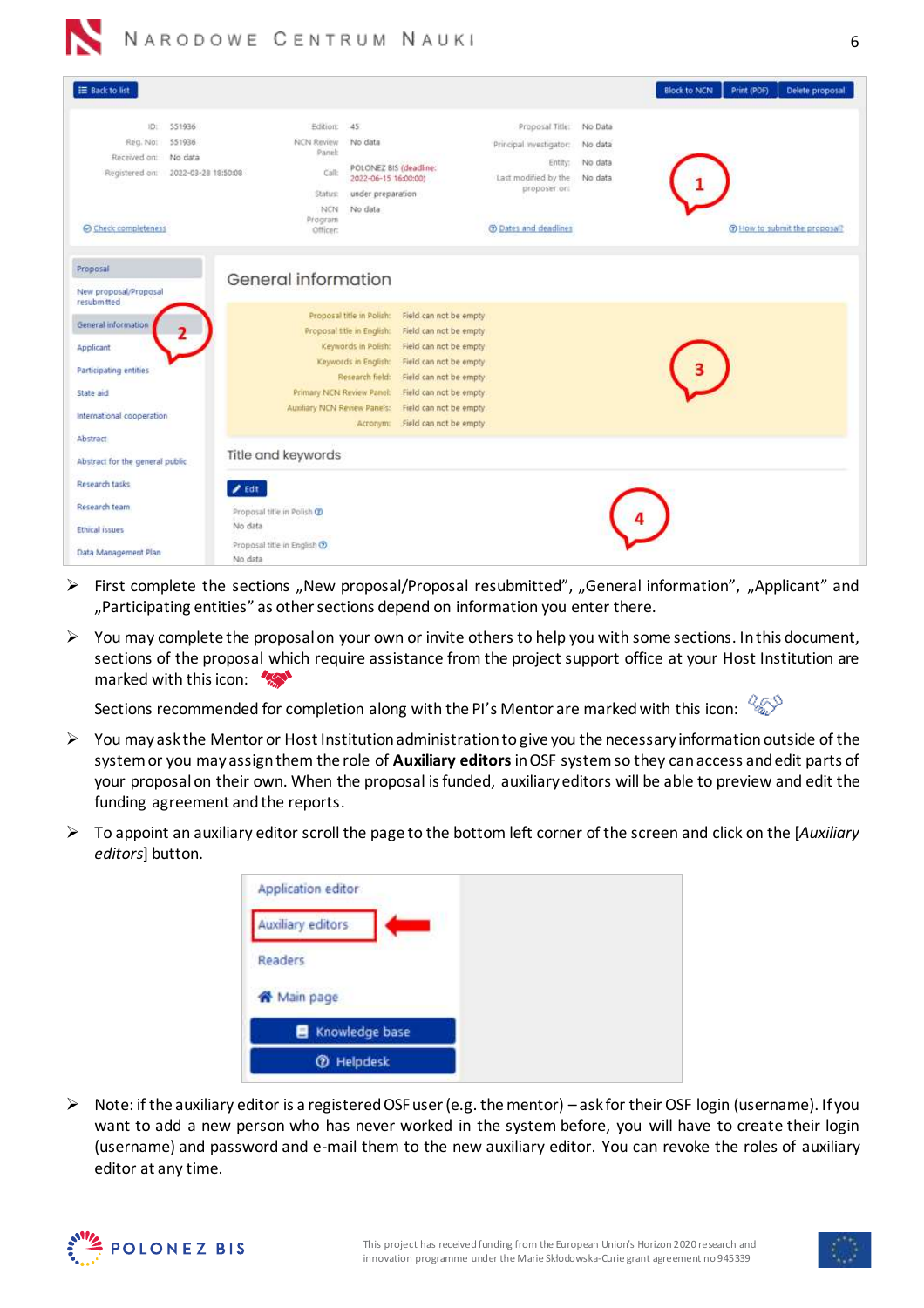- First complete the sections „New proposal/Proposal resubmitted", „General information", „Applicant" and „Participating entities" as other sections depend on information you enter there.

- You may complete the proposal on your own or invite others to help you with some sections. In this document, sections of the proposal which require assistance from the project support office at your Host Institution are marked with this icon:

  Sections recommended for completion along with the PI's Mentor are marked with this icon:

- You may ask the Mentor or Host Institution administration to give you the necessary information outside of the system or you may assign them the role of **Auxiliary editors** in OSF system so they can access and edit parts of your proposal on their own. When the proposal is funded, auxiliary editors will be able to preview and edit the funding agreement and the reports.

- To appoint an auxiliary editor scroll the page to the bottom left corner of the screen and click on the [*Auxiliary editors*] button.

- Note: if the auxiliary editor is a registered OSF user (e.g. the mentor) – ask for their OSF login (username). If you want to add a new person who has never worked in the system before, you will have to create their login (username) and password and e-mail them to the new auxiliary editor. You can revoke the roles of auxiliary editor at any time.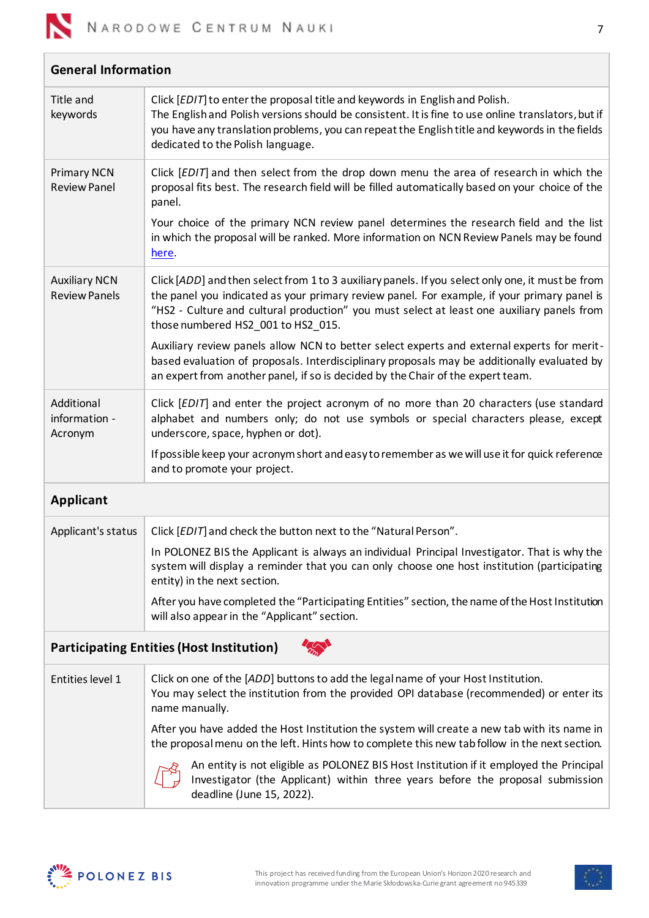| **General Information** | |
|---|---|
| Title and keywords | Click [*EDIT*] to enter the proposal title and keywords in English and Polish.<br>The English and Polish versions should be consistent. It is fine to use online translators, but if you have any translation problems, you can repeat the English title and keywords in the fields dedicated to the Polish language. |
| Primary NCN Review Panel | Click [*EDIT*] and then select from the drop down menu the area of research in which the proposal fits best. The research field will be filled automatically based on your choice of the panel.<br><br>Your choice of the primary NCN review panel determines the research field and the list in which the proposal will be ranked. More information on NCN Review Panels may be found here. |
| Auxiliary NCN Review Panels | Click [*ADD*] and then select from 1 to 3 auxiliary panels. If you select only one, it must be from the panel you indicated as your primary review panel. For example, if your primary panel is "HS2 - Culture and cultural production" you must select at least one auxiliary panels from those numbered HS2_001 to HS2_015.<br><br>Auxiliary review panels allow NCN to better select experts and external experts for merit-based evaluation of proposals. Interdisciplinary proposals may be additionally evaluated by an expert from another panel, if so is decided by the Chair of the expert team. |
| Additional information - Acronym | Click [*EDIT*] and enter the project acronym of no more than 20 characters (use standard alphabet and numbers only; do not use symbols or special characters please, except underscore, space, hyphen or dot).<br><br>If possible keep your acronym short and easy to remember as we will use it for quick reference and to promote your project. |
| **Applicant** | |
| Applicant's status | Click [*EDIT*] and check the button next to the "Natural Person".<br><br>In POLONEZ BIS the Applicant is always an individual Principal Investigator. That is why the system will display a reminder that you can only choose one host institution (participating entity) in the next section.<br><br>After you have completed the "Participating Entities" section, the name of the Host Institution will also appear in the "Applicant" section. |
| **Participating Entities (Host Institution)** | |
| Entities level 1 | Click on one of the [*ADD*] buttons to add the legal name of your Host Institution.<br>You may select the institution from the provided OPI database (recommended) or enter its name manually.<br><br>After you have added the Host Institution the system will create a new tab with its name in the proposal menu on the left. Hints how to complete this new tab follow in the next section.<br><br>An entity is not eligible as POLONEZ BIS Host Institution if it employed the Principal Investigator (the Applicant) within three years before the proposal submission deadline (June 15, 2022). |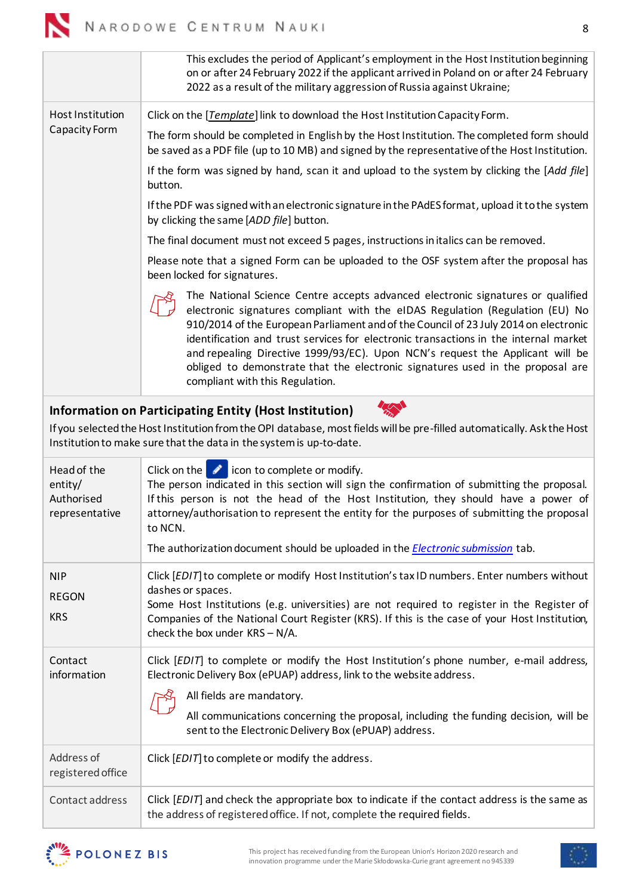| | |
|---|---|
| | This excludes the period of Applicant's employment in the Host Institution beginning on or after 24 February 2022 if the applicant arrived in Poland on or after 24 February 2022 as a result of the military aggression of Russia against Ukraine; |
| Host Institution Capacity Form | Click on the [*Template*] link to download the Host Institution Capacity Form.<br><br>The form should be completed in English by the Host Institution. The completed form should be saved as a PDF file (up to 10 MB) and signed by the representative of the Host Institution.<br><br>If the form was signed by hand, scan it and upload to the system by clicking the [*Add file*] button.<br><br>If the PDF was signed with an electronic signature in the PAdES format, upload it to the system by clicking the same [*ADD file*] button.<br><br>The final document must not exceed 5 pages, instructions in italics can be removed.<br><br>Please note that a signed Form can be uploaded to the OSF system after the proposal has been locked for signatures.<br><br>The National Science Centre accepts advanced electronic signatures or qualified electronic signatures compliant with the eIDAS Regulation (Regulation (EU) No 910/2014 of the European Parliament and of the Council of 23 July 2014 on electronic identification and trust services for electronic transactions in the internal market and repealing Directive 1999/93/EC). Upon NCN's request the Applicant will be obliged to demonstrate that the electronic signatures used in the proposal are compliant with this Regulation. |

**Information on Participating Entity (Host Institution)**

If you selected the Host Institution from the OPI database, most fields will be pre-filled automatically. Ask the Host Institution to make sure that the data in the system is up-to-date.

| | |
|---|---|
| Head of the entity/ Authorised representative | Click on the icon to complete or modify.<br>The person indicated in this section will sign the confirmation of submitting the proposal. If this person is not the head of the Host Institution, they should have a power of attorney/authorisation to represent the entity for the purposes of submitting the proposal to NCN.<br><br>The authorization document should be uploaded in the *Electronic submission* tab. |
| NIP<br><br>REGON<br><br>KRS | Click [*EDIT*] to complete or modify Host Institution's tax ID numbers. Enter numbers without dashes or spaces.<br>Some Host Institutions (e.g. universities) are not required to register in the Register of Companies of the National Court Register (KRS). If this is the case of your Host Institution, check the box under KRS – N/A. |
| Contact information | Click [*EDIT*] to complete or modify the Host Institution's phone number, e-mail address, Electronic Delivery Box (ePUAP) address, link to the website address.<br><br>All fields are mandatory.<br><br>All communications concerning the proposal, including the funding decision, will be sent to the Electronic Delivery Box (ePUAP) address. |
| Address of registered office | Click [*EDIT*] to complete or modify the address. |
| Contact address | Click [*EDIT*] and check the appropriate box to indicate if the contact address is the same as the address of registered office. If not, complete the required fields. |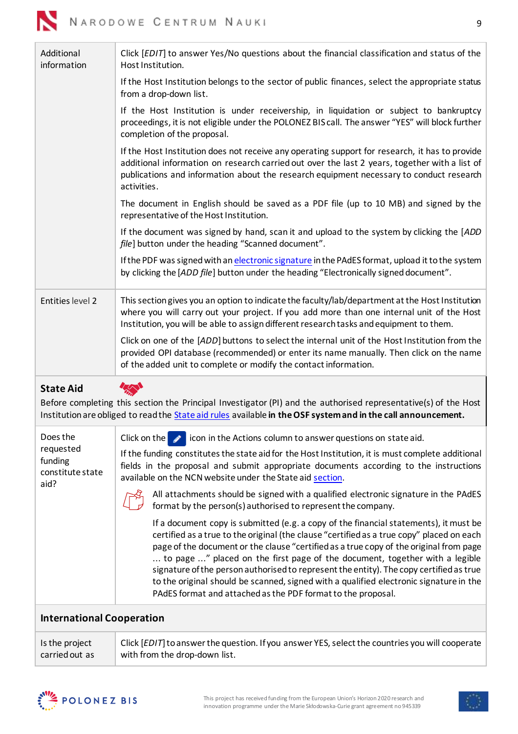| | |
|---|---|
| Additional information | Click [*EDIT*] to answer Yes/No questions about the financial classification and status of the Host Institution.<br><br>If the Host Institution belongs to the sector of public finances, select the appropriate status from a drop-down list.<br><br>If the Host Institution is under receivership, in liquidation or subject to bankruptcy proceedings, it is not eligible under the POLONEZ BIS call. The answer "YES" will block further completion of the proposal.<br><br>If the Host Institution does not receive any operating support for research, it has to provide additional information on research carried out over the last 2 years, together with a list of publications and information about the research equipment necessary to conduct research activities.<br><br>The document in English should be saved as a PDF file (up to 10 MB) and signed by the representative of the Host Institution.<br><br>If the document was signed by hand, scan it and upload to the system by clicking the [*ADD file*] button under the heading "Scanned document".<br><br>If the PDF was signed with an electronic signature in the PAdES format, upload it to the system by clicking the [*ADD file*] button under the heading "Electronically signed document". |
| Entities level 2 | This section gives you an option to indicate the faculty/lab/department at the Host Institution where you will carry out your project. If you add more than one internal unit of the Host Institution, you will be able to assign different research tasks and equipment to them.<br><br>Click on one of the [*ADD*] buttons to select the internal unit of the Host Institution from the provided OPI database (recommended) or enter its name manually. Then click on the name of the added unit to complete or modify the contact information. |

**State Aid**

Before completing this section the Principal Investigator (PI) and the authorised representative(s) of the Host Institution are obliged to read the State aid rules available **in the OSF system and in the call announcement.**

| | |
|---|---|
| Does the requested funding constitute state aid? | Click on the icon in the Actions column to answer questions on state aid.<br><br>If the funding constitutes the state aid for the Host Institution, it is must complete additional fields in the proposal and submit appropriate documents according to the instructions available on the NCN website under the State aid section.<br><br>All attachments should be signed with a qualified electronic signature in the PAdES format by the person(s) authorised to represent the company.<br><br>If a document copy is submitted (e.g. a copy of the financial statements), it must be certified as a true to the original (the clause "certified as a true copy" placed on each page of the document or the clause "certified as a true copy of the original from page ... to page ..." placed on the first page of the document, together with a legible signature of the person authorised to represent the entity). The copy certified as true to the original should be scanned, signed with a qualified electronic signature in the PAdES format and attached as the PDF format to the proposal. |

**International Cooperation**

| | |
|---|---|
| Is the project carried out as | Click [*EDIT*] to answer the question. If you answer YES, select the countries you will cooperate with from the drop-down list. |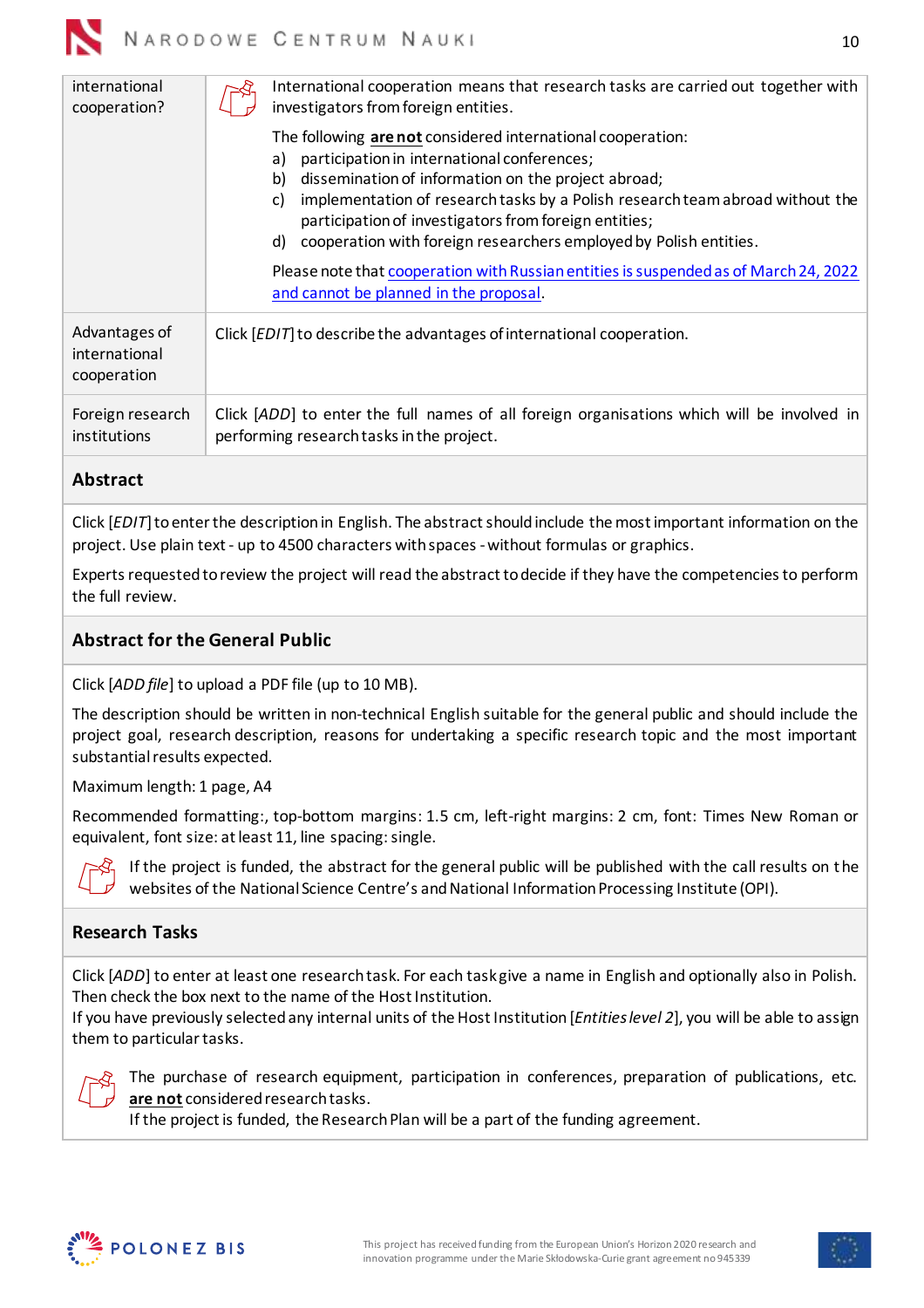| | |
|---|---|
| international cooperation? | International cooperation means that research tasks are carried out together with investigators from foreign entities.<br><br>The following **are not** considered international cooperation:<br>a) participation in international conferences;<br>b) dissemination of information on the project abroad;<br>c) implementation of research tasks by a Polish research team abroad without the participation of investigators from foreign entities;<br>d) cooperation with foreign researchers employed by Polish entities.<br><br>Please note that cooperation with Russian entities is suspended as of March 24, 2022 and cannot be planned in the proposal. |
| Advantages of international cooperation | Click [*EDIT*] to describe the advantages of international cooperation. |
| Foreign research institutions | Click [*ADD*] to enter the full names of all foreign organisations which will be involved in performing research tasks in the project. |

## Abstract

Click [*EDIT*] to enter the description in English. The abstract should include the most important information on the project. Use plain text - up to 4500 characters with spaces - without formulas or graphics.

Experts requested to review the project will read the abstract to decide if they have the competencies to perform the full review.

## Abstract for the General Public

Click [*ADD file*] to upload a PDF file (up to 10 MB).

The description should be written in non-technical English suitable for the general public and should include the project goal, research description, reasons for undertaking a specific research topic and the most important substantial results expected.

Maximum length: 1 page, A4

Recommended formatting:, top-bottom margins: 1.5 cm, left-right margins: 2 cm, font: Times New Roman or equivalent, font size: at least 11, line spacing: single.

If the project is funded, the abstract for the general public will be published with the call results on the websites of the National Science Centre's and National Information Processing Institute (OPI).

## Research Tasks

Click [*ADD*] to enter at least one research task. For each task give a name in English and optionally also in Polish. Then check the box next to the name of the Host Institution.
If you have previously selected any internal units of the Host Institution [*Entities level 2*], you will be able to assign them to particular tasks.

The purchase of research equipment, participation in conferences, preparation of publications, etc. **are not** considered research tasks.
If the project is funded, the Research Plan will be a part of the funding agreement.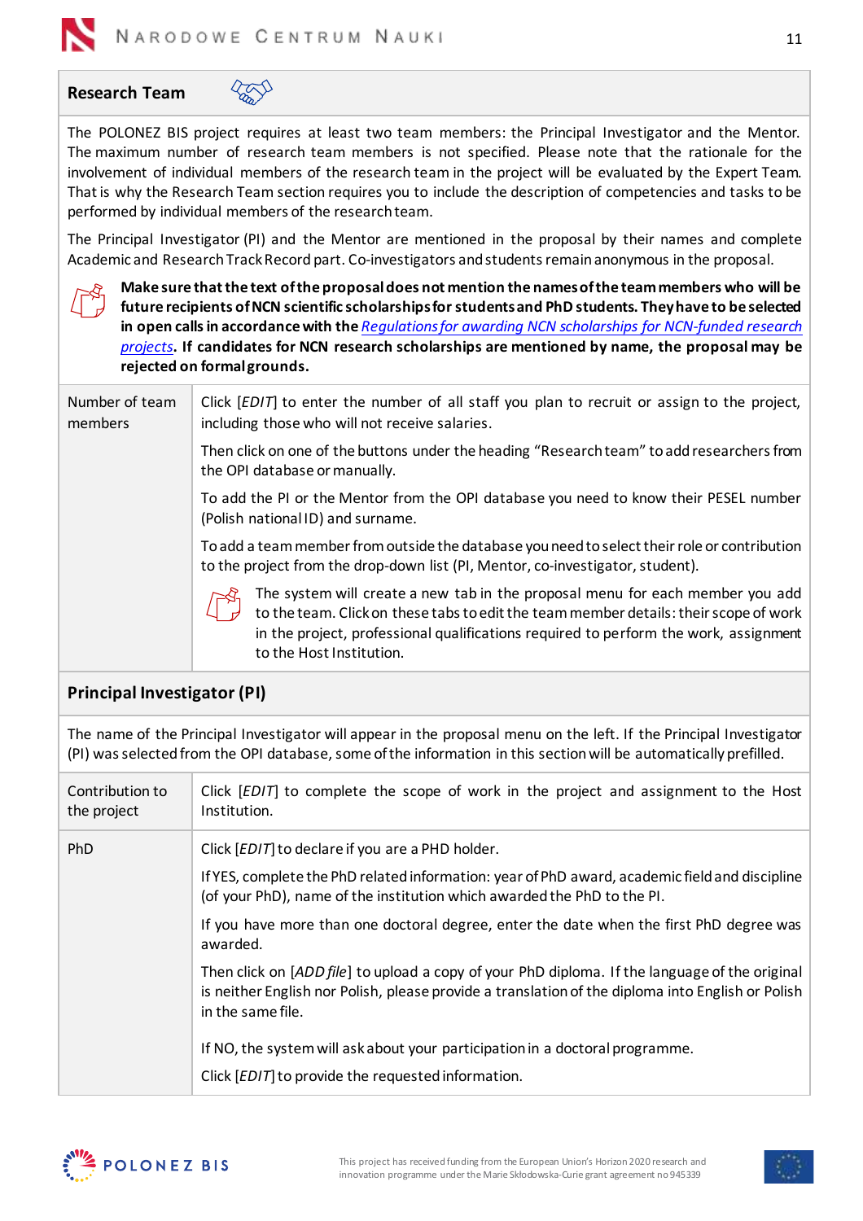## Research Team

The POLONEZ BIS project requires at least two team members: the Principal Investigator and the Mentor. The maximum number of research team members is not specified. Please note that the rationale for the involvement of individual members of the research team in the project will be evaluated by the Expert Team. That is why the Research Team section requires you to include the description of competencies and tasks to be performed by individual members of the research team.

The Principal Investigator (PI) and the Mentor are mentioned in the proposal by their names and complete Academic and Research Track Record part. Co-investigators and students remain anonymous in the proposal.

**Make sure that the text of the proposal does not mention the names of the team members who will be future recipients of NCN scientific scholarships for students and PhD students. They have to be selected in open calls in accordance with the** ***Regulations for awarding NCN scholarships for NCN-funded research projects*****. If candidates for NCN research scholarships are mentioned by name, the proposal may be rejected on formal grounds.**

| | |
|---|---|
| Number of team members | Click [*EDIT*] to enter the number of all staff you plan to recruit or assign to the project, including those who will not receive salaries.<br><br>Then click on one of the buttons under the heading “Research team” to add researchers from the OPI database or manually.<br><br>To add the PI or the Mentor from the OPI database you need to know their PESEL number (Polish national ID) and surname.<br><br>To add a team member from outside the database you need to select their role or contribution to the project from the drop-down list (PI, Mentor, co-investigator, student).<br><br>The system will create a new tab in the proposal menu for each member you add to the team. Click on these tabs to edit the team member details: their scope of work in the project, professional qualifications required to perform the work, assignment to the Host Institution. |

## Principal Investigator (PI)

The name of the Principal Investigator will appear in the proposal menu on the left. If the Principal Investigator (PI) was selected from the OPI database, some of the information in this section will be automatically prefilled.

| | |
|---|---|
| Contribution to the project | Click [*EDIT*] to complete the scope of work in the project and assignment to the Host Institution. |
| PhD | Click [*EDIT*] to declare if you are a PHD holder.<br><br>If YES, complete the PhD related information: year of PhD award, academic field and discipline (of your PhD), name of the institution which awarded the PhD to the PI.<br><br>If you have more than one doctoral degree, enter the date when the first PhD degree was awarded.<br><br>Then click on [*ADD file*] to upload a copy of your PhD diploma. If the language of the original is neither English nor Polish, please provide a translation of the diploma into English or Polish in the same file.<br><br>If NO, the system will ask about your participation in a doctoral programme.<br><br>Click [*EDIT*] to provide the requested information. |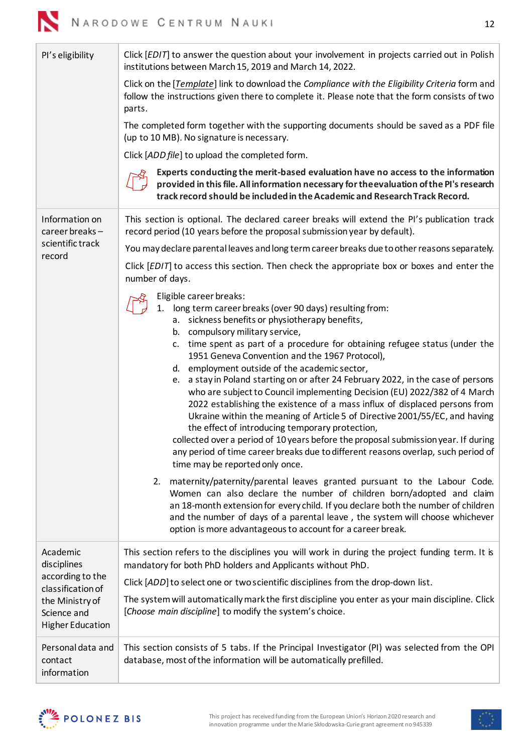| | |
|---|---|
| PI's eligibility | Click [*EDIT*] to answer the question about your involvement in projects carried out in Polish institutions between March 15, 2019 and March 14, 2022.<br><br>Click on the [*Template*] link to download the *Compliance with the Eligibility Criteria* form and follow the instructions given there to complete it. Please note that the form consists of two parts.<br><br>The completed form together with the supporting documents should be saved as a PDF file (up to 10 MB). No signature is necessary.<br><br>Click [*ADD file*] to upload the completed form.<br><br>**Experts conducting the merit-based evaluation have no access to the information provided in this file. All information necessary for the evaluation of the PI's research track record should be included in the Academic and Research Track Record.** |
| Information on career breaks – scientific track record | This section is optional. The declared career breaks will extend the PI's publication track record period (10 years before the proposal submission year by default).<br><br>You may declare parental leaves and long term career breaks due to other reasons separately.<br><br>Click [*EDIT*] to access this section. Then check the appropriate box or boxes and enter the number of days.<br><br>Eligible career breaks:<br>1. long term career breaks (over 90 days) resulting from:<br>a. sickness benefits or physiotherapy benefits,<br>b. compulsory military service,<br>c. time spent as part of a procedure for obtaining refugee status (under the 1951 Geneva Convention and the 1967 Protocol),<br>d. employment outside of the academic sector,<br>e. a stay in Poland starting on or after 24 February 2022, in the case of persons who are subject to Council implementing Decision (EU) 2022/382 of 4 March 2022 establishing the existence of a mass influx of displaced persons from Ukraine within the meaning of Article 5 of Directive 2001/55/EC, and having the effect of introducing temporary protection,<br>collected over a period of 10 years before the proposal submission year. If during any period of time career breaks due to different reasons overlap, such period of time may be reported only once.<br><br>2. maternity/paternity/parental leaves granted pursuant to the Labour Code. Women can also declare the number of children born/adopted and claim an 18-month extension for every child. If you declare both the number of children and the number of days of a parental leave , the system will choose whichever option is more advantageous to account for a career break. |
| Academic disciplines according to the classification of the Ministry of Science and Higher Education | This section refers to the disciplines you will work in during the project funding term. It is mandatory for both PhD holders and Applicants without PhD.<br><br>Click [*ADD*] to select one or two scientific disciplines from the drop-down list.<br><br>The system will automatically mark the first discipline you enter as your main discipline. Click [*Choose main discipline*] to modify the system's choice. |
| Personal data and contact information | This section consists of 5 tabs. If the Principal Investigator (PI) was selected from the OPI database, most of the information will be automatically prefilled. |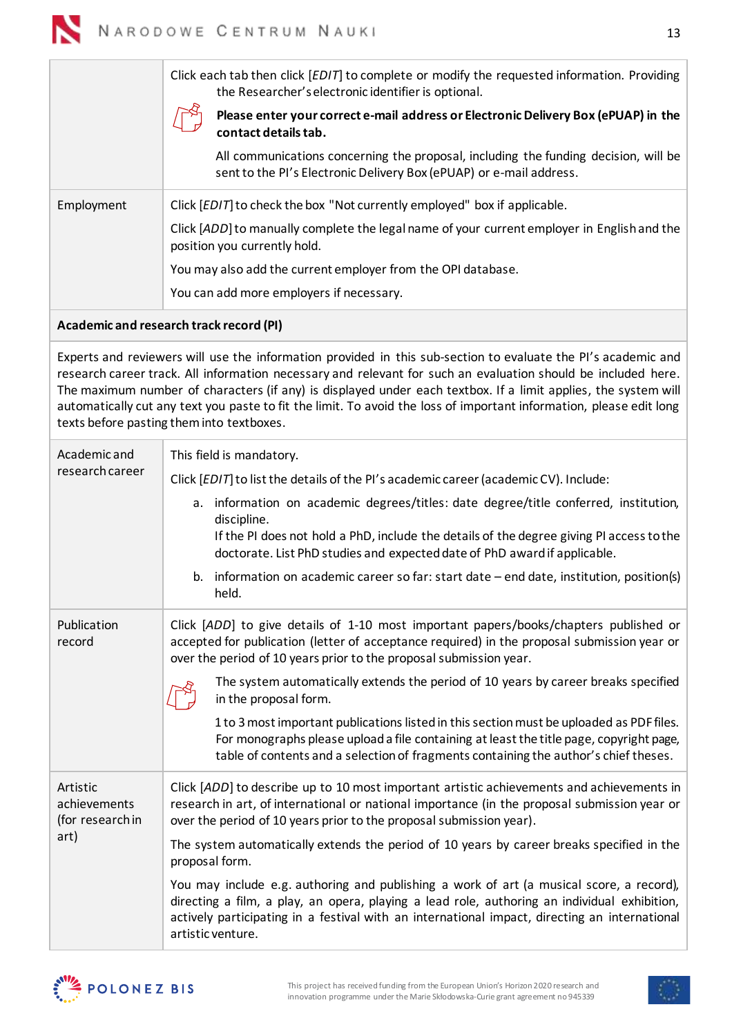| | |
|---|---|
| | Click each tab then click [*EDIT*] to complete or modify the requested information. Providing the Researcher's electronic identifier is optional.<br><br>**Please enter your correct e-mail address or Electronic Delivery Box (ePUAP) in the contact details tab.**<br><br>All communications concerning the proposal, including the funding decision, will be sent to the PI's Electronic Delivery Box (ePUAP) or e-mail address. |
| Employment | Click [*EDIT*] to check the box "Not currently employed" box if applicable.<br><br>Click [*ADD*] to manually complete the legal name of your current employer in English and the position you currently hold.<br><br>You may also add the current employer from the OPI database.<br><br>You can add more employers if necessary. |
| **Academic and research track record (PI)** | |
| Experts and reviewers will use the information provided in this sub-section to evaluate the PI's academic and research career track. All information necessary and relevant for such an evaluation should be included here. The maximum number of characters (if any) is displayed under each textbox. If a limit applies, the system will automatically cut any text you paste to fit the limit. To avoid the loss of important information, please edit long texts before pasting them into textboxes. | |
| Academic and research career | This field is mandatory.<br><br>Click [*EDIT*] to list the details of the PI's academic career (academic CV). Include:<br><br>a. information on academic degrees/titles: date degree/title conferred, institution, discipline.<br>If the PI does not hold a PhD, include the details of the degree giving PI access to the doctorate. List PhD studies and expected date of PhD award if applicable.<br><br>b. information on academic career so far: start date – end date, institution, position(s) held. |
| Publication record | Click [*ADD*] to give details of 1-10 most important papers/books/chapters published or accepted for publication (letter of acceptance required) in the proposal submission year or over the period of 10 years prior to the proposal submission year.<br><br>The system automatically extends the period of 10 years by career breaks specified in the proposal form.<br><br>1 to 3 most important publications listed in this section must be uploaded as PDF files. For monographs please upload a file containing at least the title page, copyright page, table of contents and a selection of fragments containing the author's chief theses. |
| Artistic achievements (for research in art) | Click [*ADD*] to describe up to 10 most important artistic achievements and achievements in research in art, of international or national importance (in the proposal submission year or over the period of 10 years prior to the proposal submission year).<br><br>The system automatically extends the period of 10 years by career breaks specified in the proposal form.<br><br>You may include e.g. authoring and publishing a work of art (a musical score, a record), directing a film, a play, an opera, playing a lead role, authoring an individual exhibition, actively participating in a festival with an international impact, directing an international artistic venture. |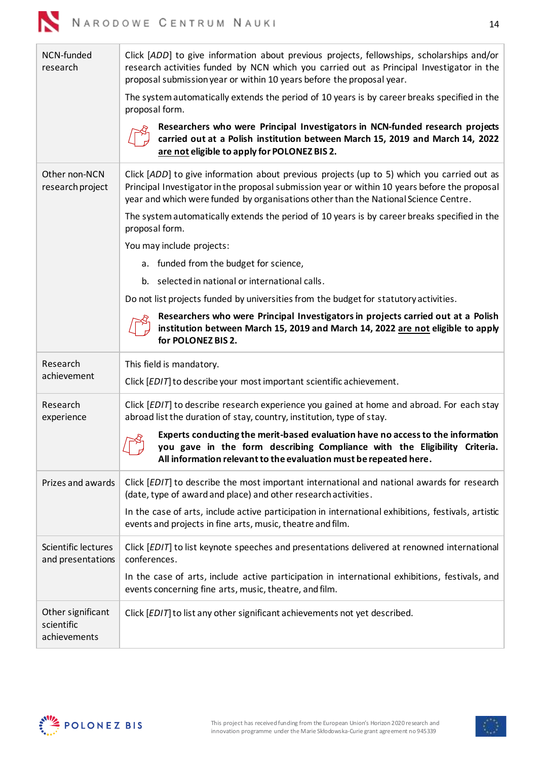| | |
|---|---|
| NCN-funded research | Click *[ADD]* to give information about previous projects, fellowships, scholarships and/or research activities funded by NCN which you carried out as Principal Investigator in the proposal submission year or within 10 years before the proposal year.<br><br>The system automatically extends the period of 10 years is by career breaks specified in the proposal form.<br><br>**Researchers who were Principal Investigators in NCN-funded research projects carried out at a Polish institution between March 15, 2019 and March 14, 2022 <u>are not</u> eligible to apply for POLONEZ BIS 2.** |
| Other non-NCN research project | Click *[ADD]* to give information about previous projects (up to 5) which you carried out as Principal Investigator in the proposal submission year or within 10 years before the proposal year and which were funded by organisations other than the National Science Centre.<br><br>The system automatically extends the period of 10 years is by career breaks specified in the proposal form.<br><br>You may include projects:<br>a. funded from the budget for science,<br>b. selected in national or international calls.<br><br>Do not list projects funded by universities from the budget for statutory activities.<br><br>**Researchers who were Principal Investigators in projects carried out at a Polish institution between March 15, 2019 and March 14, 2022 <u>are not</u> eligible to apply for POLONEZ BIS 2.** |
| Research achievement | This field is mandatory.<br><br>Click *[EDIT]* to describe your most important scientific achievement. |
| Research experience | Click *[EDIT]* to describe research experience you gained at home and abroad. For each stay abroad list the duration of stay, country, institution, type of stay.<br><br>**Experts conducting the merit-based evaluation have no access to the information you gave in the form describing Compliance with the Eligibility Criteria. All information relevant to the evaluation must be repeated here.** |
| Prizes and awards | Click *[EDIT]* to describe the most important international and national awards for research (date, type of award and place) and other research activities.<br><br>In the case of arts, include active participation in international exhibitions, festivals, artistic events and projects in fine arts, music, theatre and film. |
| Scientific lectures and presentations | Click *[EDIT]* to list keynote speeches and presentations delivered at renowned international conferences.<br><br>In the case of arts, include active participation in international exhibitions, festivals, and events concerning fine arts, music, theatre, and film. |
| Other significant scientific achievements | Click *[EDIT]* to list any other significant achievements not yet described. |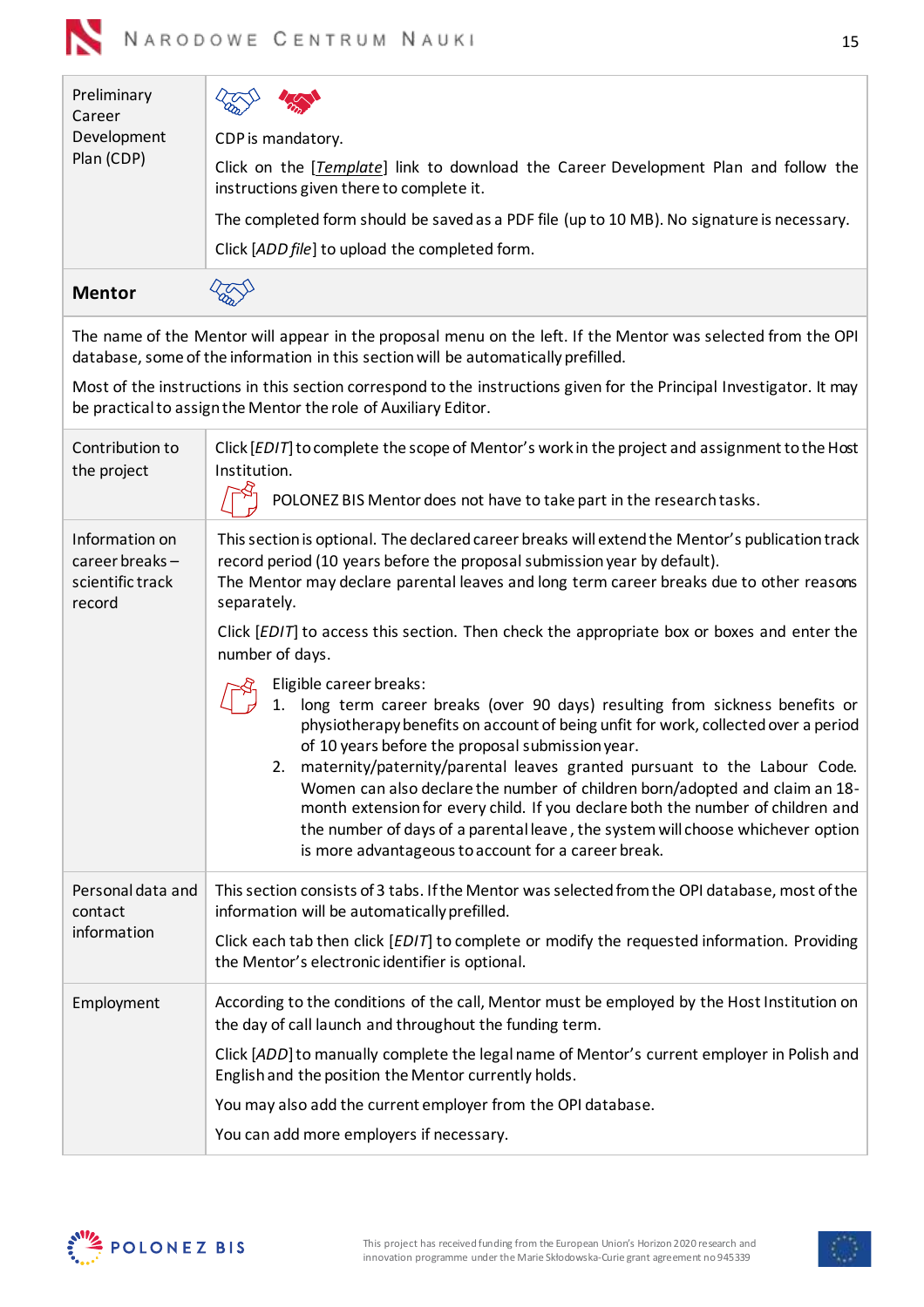| | |
|---|---|
| Preliminary Career Development Plan (CDP) | CDP is mandatory.<br><br>Click on the [*Template*] link to download the Career Development Plan and follow the instructions given there to complete it.<br><br>The completed form should be saved as a PDF file (up to 10 MB). No signature is necessary.<br><br>Click [*ADD file*] to upload the completed form. |
| **Mentor** | |
| The name of the Mentor will appear in the proposal menu on the left. If the Mentor was selected from the OPI database, some of the information in this section will be automatically prefilled.<br><br>Most of the instructions in this section correspond to the instructions given for the Principal Investigator. It may be practical to assign the Mentor the role of Auxiliary Editor. | |
| Contribution to the project | Click [*EDIT*] to complete the scope of Mentor's work in the project and assignment to the Host Institution.<br><br>POLONEZ BIS Mentor does not have to take part in the research tasks. |
| Information on career breaks – scientific track record | This section is optional. The declared career breaks will extend the Mentor's publication track record period (10 years before the proposal submission year by default).<br>The Mentor may declare parental leaves and long term career breaks due to other reasons separately.<br><br>Click [*EDIT*] to access this section. Then check the appropriate box or boxes and enter the number of days.<br><br>Eligible career breaks:<br>1. long term career breaks (over 90 days) resulting from sickness benefits or physiotherapy benefits on account of being unfit for work, collected over a period of 10 years before the proposal submission year.<br>2. maternity/paternity/parental leaves granted pursuant to the Labour Code. Women can also declare the number of children born/adopted and claim an 18-month extension for every child. If you declare both the number of children and the number of days of a parental leave, the system will choose whichever option is more advantageous to account for a career break. |
| Personal data and contact information | This section consists of 3 tabs. If the Mentor was selected from the OPI database, most of the information will be automatically prefilled.<br><br>Click each tab then click [*EDIT*] to complete or modify the requested information. Providing the Mentor's electronic identifier is optional. |
| Employment | According to the conditions of the call, Mentor must be employed by the Host Institution on the day of call launch and throughout the funding term.<br><br>Click [*ADD*] to manually complete the legal name of Mentor's current employer in Polish and English and the position the Mentor currently holds.<br><br>You may also add the current employer from the OPI database.<br><br>You can add more employers if necessary. |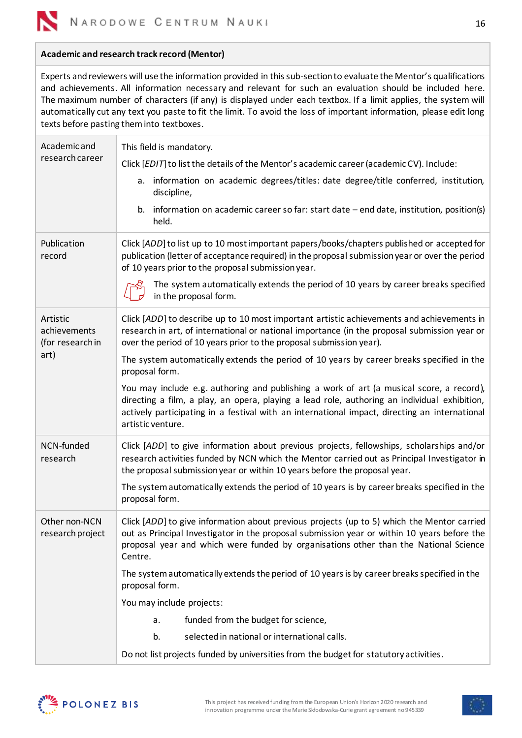| Academic and research track record (Mentor) | |
|---|---|
| Experts and reviewers will use the information provided in this sub-section to evaluate the Mentor's qualifications and achievements. All information necessary and relevant for such an evaluation should be included here. The maximum number of characters (if any) is displayed under each textbox. If a limit applies, the system will automatically cut any text you paste to fit the limit. To avoid the loss of important information, please edit long texts before pasting them into textboxes. | |
| Academic and research career | This field is mandatory.<br><br>Click [*EDIT*] to list the details of the Mentor's academic career (academic CV). Include:<br><br>a. information on academic degrees/titles: date degree/title conferred, institution, discipline,<br><br>b. information on academic career so far: start date – end date, institution, position(s) held. |
| Publication record | Click [*ADD*] to list up to 10 most important papers/books/chapters published or accepted for publication (letter of acceptance required) in the proposal submission year or over the period of 10 years prior to the proposal submission year.<br><br>The system automatically extends the period of 10 years by career breaks specified in the proposal form. |
| Artistic achievements (for research in art) | Click [*ADD*] to describe up to 10 most important artistic achievements and achievements in research in art, of international or national importance (in the proposal submission year or over the period of 10 years prior to the proposal submission year).<br><br>The system automatically extends the period of 10 years by career breaks specified in the proposal form.<br><br>You may include e.g. authoring and publishing a work of art (a musical score, a record), directing a film, a play, an opera, playing a lead role, authoring an individual exhibition, actively participating in a festival with an international impact, directing an international artistic venture. |
| NCN-funded research | Click [*ADD*] to give information about previous projects, fellowships, scholarships and/or research activities funded by NCN which the Mentor carried out as Principal Investigator in the proposal submission year or within 10 years before the proposal year.<br><br>The system automatically extends the period of 10 years is by career breaks specified in the proposal form. |
| Other non-NCN research project | Click [*ADD*] to give information about previous projects (up to 5) which the Mentor carried out as Principal Investigator in the proposal submission year or within 10 years before the proposal year and which were funded by organisations other than the National Science Centre.<br><br>The system automatically extends the period of 10 years is by career breaks specified in the proposal form.<br><br>You may include projects:<br><br>a. funded from the budget for science,<br><br>b. selected in national or international calls.<br><br>Do not list projects funded by universities from the budget for statutory activities. |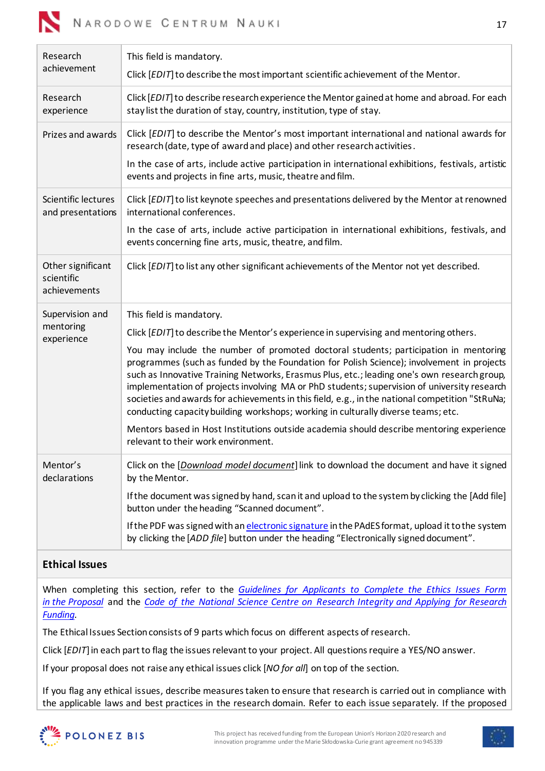| | |
|---|---|
| Research achievement | This field is mandatory.<br><br>Click [*EDIT*] to describe the most important scientific achievement of the Mentor. |
| Research experience | Click [*EDIT*] to describe research experience the Mentor gained at home and abroad. For each stay list the duration of stay, country, institution, type of stay. |
| Prizes and awards | Click [*EDIT*] to describe the Mentor's most important international and national awards for research (date, type of award and place) and other research activities.<br><br>In the case of arts, include active participation in international exhibitions, festivals, artistic events and projects in fine arts, music, theatre and film. |
| Scientific lectures and presentations | Click [*EDIT*] to list keynote speeches and presentations delivered by the Mentor at renowned international conferences.<br><br>In the case of arts, include active participation in international exhibitions, festivals, and events concerning fine arts, music, theatre, and film. |
| Other significant scientific achievements | Click [*EDIT*] to list any other significant achievements of the Mentor not yet described. |
| Supervision and mentoring experience | This field is mandatory.<br><br>Click [*EDIT*] to describe the Mentor's experience in supervising and mentoring others.<br><br>You may include the number of promoted doctoral students; participation in mentoring programmes (such as funded by the Foundation for Polish Science); involvement in projects such as Innovative Training Networks, Erasmus Plus, etc.; leading one's own research group, implementation of projects involving MA or PhD students; supervision of university research societies and awards for achievements in this field, e.g., in the national competition "StRuNa; conducting capacity building workshops; working in culturally diverse teams; etc.<br><br>Mentors based in Host Institutions outside academia should describe mentoring experience relevant to their work environment. |
| Mentor's declarations | Click on the [*Download model document*] link to download the document and have it signed by the Mentor.<br><br>If the document was signed by hand, scan it and upload to the system by clicking the [Add file] button under the heading "Scanned document".<br><br>If the PDF was signed with an electronic signature in the PAdES format, upload it to the system by clicking the [*ADD file*] button under the heading "Electronically signed document". |

**Ethical Issues**

When completing this section, refer to the *Guidelines for Applicants to Complete the Ethics Issues Form in the Proposal* and the *Code of the National Science Centre on Research Integrity and Applying for Research Funding*.

The Ethical Issues Section consists of 9 parts which focus on different aspects of research.

Click [*EDIT*] in each part to flag the issues relevant to your project. All questions require a YES/NO answer.

If your proposal does not raise any ethical issues click [*NO for all*] on top of the section.

If you flag any ethical issues, describe measures taken to ensure that research is carried out in compliance with the applicable laws and best practices in the research domain. Refer to each issue separately. If the proposed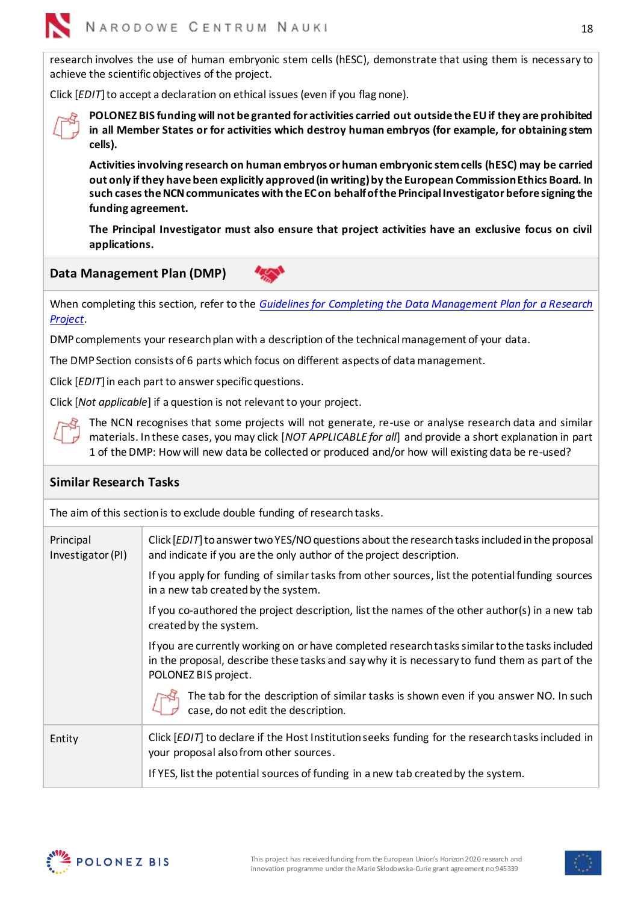research involves the use of human embryonic stem cells (hESC), demonstrate that using them is necessary to achieve the scientific objectives of the project.

Click [*EDIT*] to accept a declaration on ethical issues (even if you flag none).

**POLONEZ BIS funding will not be granted for activities carried out outside the EU if they are prohibited in all Member States or for activities which destroy human embryos (for example, for obtaining stem cells).**

**Activities involving research on human embryos or human embryonic stem cells (hESC) may be carried out only if they have been explicitly approved (in writing) by the European Commission Ethics Board. In such cases the NCN communicates with the EC on behalf of the Principal Investigator before signing the funding agreement.**

**The Principal Investigator must also ensure that project activities have an exclusive focus on civil applications.**

## Data Management Plan (DMP)

When completing this section, refer to the *Guidelines for Completing the Data Management Plan for a Research Project*.

DMP complements your research plan with a description of the technical management of your data.

The DMP Section consists of 6 parts which focus on different aspects of data management.

Click [*EDIT*] in each part to answer specific questions.

Click [*Not applicable*] if a question is not relevant to your project.

The NCN recognises that some projects will not generate, re-use or analyse research data and similar materials. In these cases, you may click [*NOT APPLICABLE for all*] and provide a short explanation in part 1 of the DMP: How will new data be collected or produced and/or how will existing data be re-used?

## Similar Research Tasks

The aim of this section is to exclude double funding of research tasks.

| | |
|---|---|
| Principal Investigator (PI) | Click [*EDIT*] to answer two YES/NO questions about the research tasks included in the proposal and indicate if you are the only author of the project description.<br><br>If you apply for funding of similar tasks from other sources, list the potential funding sources in a new tab created by the system.<br><br>If you co-authored the project description, list the names of the other author(s) in a new tab created by the system.<br><br>If you are currently working on or have completed research tasks similar to the tasks included in the proposal, describe these tasks and say why it is necessary to fund them as part of the POLONEZ BIS project.<br><br>The tab for the description of similar tasks is shown even if you answer NO. In such case, do not edit the description. |
| Entity | Click [*EDIT*] to declare if the Host Institution seeks funding for the research tasks included in your proposal also from other sources.<br><br>If YES, list the potential sources of funding in a new tab created by the system. |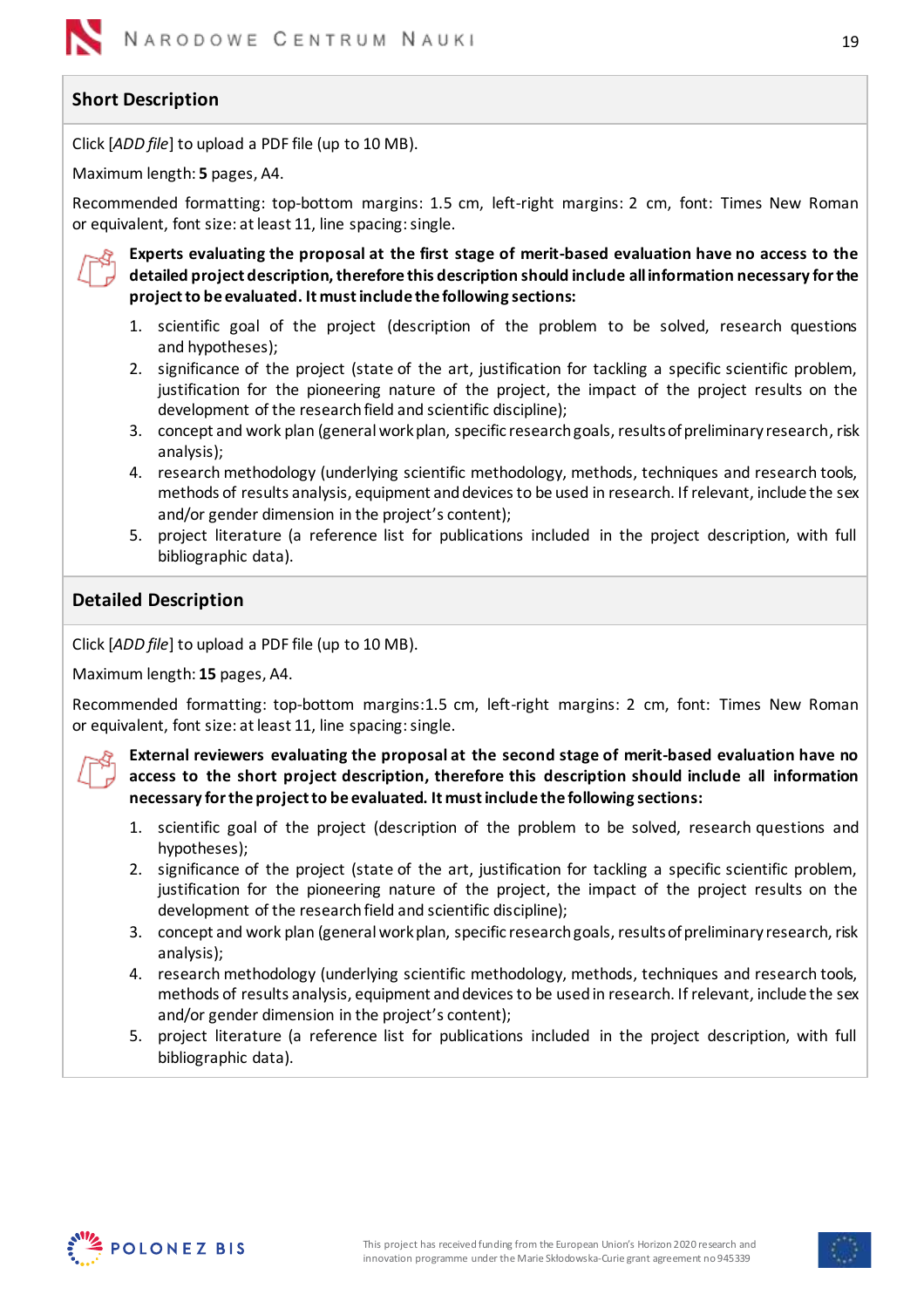### Short Description

Click [*ADD file*] to upload a PDF file (up to 10 MB).

Maximum length: **5** pages, A4.

Recommended formatting: top-bottom margins: 1.5 cm, left-right margins: 2 cm, font: Times New Roman or equivalent, font size: at least 11, line spacing: single.

**Experts evaluating the proposal at the first stage of merit-based evaluation have no access to the detailed project description, therefore this description should include all information necessary for the project to be evaluated. It must include the following sections:**

1. scientific goal of the project (description of the problem to be solved, research questions and hypotheses);
2. significance of the project (state of the art, justification for tackling a specific scientific problem, justification for the pioneering nature of the project, the impact of the project results on the development of the research field and scientific discipline);
3. concept and work plan (general work plan, specific research goals, results of preliminary research, risk analysis);
4. research methodology (underlying scientific methodology, methods, techniques and research tools, methods of results analysis, equipment and devices to be used in research. If relevant, include the sex and/or gender dimension in the project's content);
5. project literature (a reference list for publications included in the project description, with full bibliographic data).

### Detailed Description

Click [*ADD file*] to upload a PDF file (up to 10 MB).

Maximum length: **15** pages, A4.

Recommended formatting: top-bottom margins:1.5 cm, left-right margins: 2 cm, font: Times New Roman or equivalent, font size: at least 11, line spacing: single.

**External reviewers evaluating the proposal at the second stage of merit-based evaluation have no access to the short project description, therefore this description should include all information necessary for the project to be evaluated. It must include the following sections:**

1. scientific goal of the project (description of the problem to be solved, research questions and hypotheses);
2. significance of the project (state of the art, justification for tackling a specific scientific problem, justification for the pioneering nature of the project, the impact of the project results on the development of the research field and scientific discipline);
3. concept and work plan (general work plan, specific research goals, results of preliminary research, risk analysis);
4. research methodology (underlying scientific methodology, methods, techniques and research tools, methods of results analysis, equipment and devices to be used in research. If relevant, include the sex and/or gender dimension in the project's content);
5. project literature (a reference list for publications included in the project description, with full bibliographic data).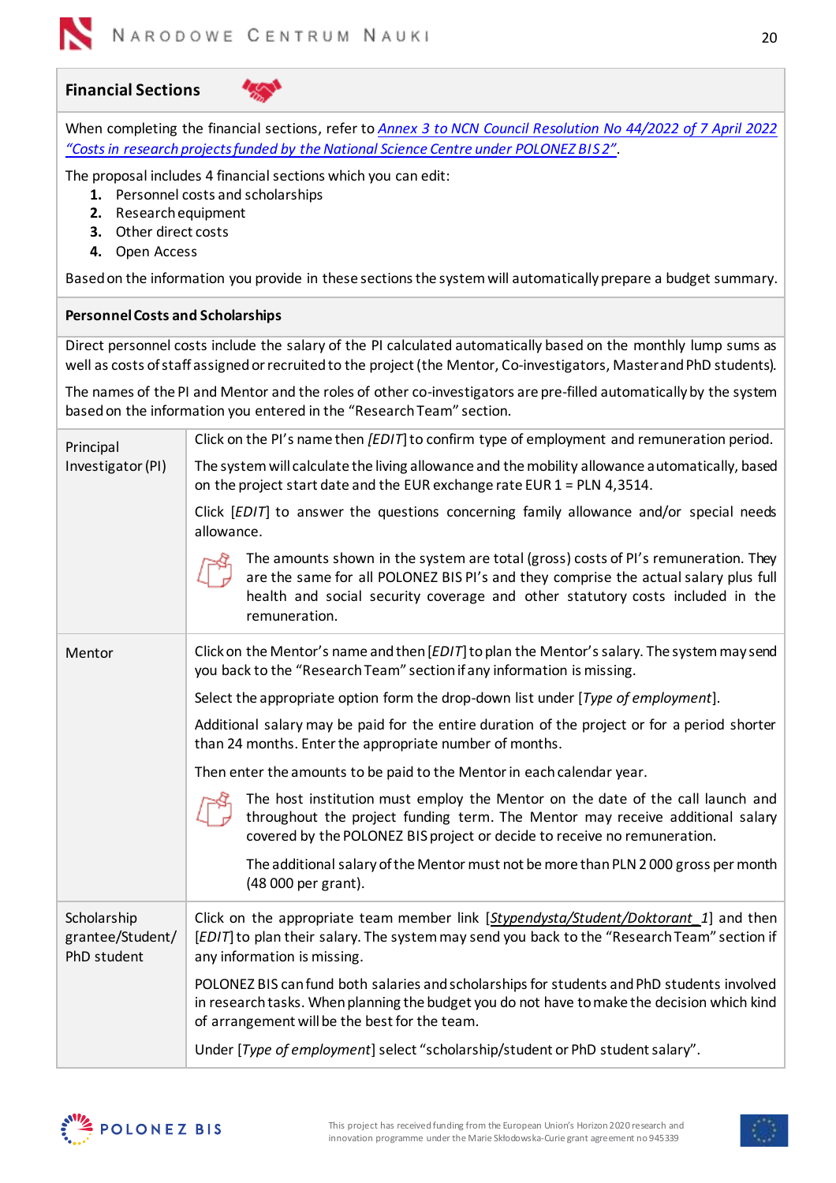## Financial Sections

When completing the financial sections, refer to [Annex 3 to NCN Council Resolution No 44/2022 of 7 April 2022 "Costs in research projects funded by the National Science Centre under POLONEZ BIS 2"](#).

The proposal includes 4 financial sections which you can edit:

1. Personnel costs and scholarships
2. Research equipment
3. Other direct costs
4. Open Access

Based on the information you provide in these sections the system will automatically prepare a budget summary.

### Personnel Costs and Scholarships

Direct personnel costs include the salary of the PI calculated automatically based on the monthly lump sums as well as costs of staff assigned or recruited to the project (the Mentor, Co-investigators, Master and PhD students).

The names of the PI and Mentor and the roles of other co-investigators are pre-filled automatically by the system based on the information you entered in the "Research Team" section.

| | |
|---|---|
| Principal Investigator (PI) | Click on the PI's name then *[EDIT]* to confirm type of employment and remuneration period.<br><br>The system will calculate the living allowance and the mobility allowance automatically, based on the project start date and the EUR exchange rate EUR 1 = PLN 4,3514.<br><br>Click [*EDIT*] to answer the questions concerning family allowance and/or special needs allowance.<br><br>The amounts shown in the system are total (gross) costs of PI's remuneration. They are the same for all POLONEZ BIS PI's and they comprise the actual salary plus full health and social security coverage and other statutory costs included in the remuneration. |
| Mentor | Click on the Mentor's name and then [*EDIT*] to plan the Mentor's salary. The system may send you back to the "Research Team" section if any information is missing.<br><br>Select the appropriate option form the drop-down list under [*Type of employment*].<br><br>Additional salary may be paid for the entire duration of the project or for a period shorter than 24 months. Enter the appropriate number of months.<br><br>Then enter the amounts to be paid to the Mentor in each calendar year.<br><br>The host institution must employ the Mentor on the date of the call launch and throughout the project funding term. The Mentor may receive additional salary covered by the POLONEZ BIS project or decide to receive no remuneration.<br><br>The additional salary of the Mentor must not be more than PLN 2 000 gross per month (48 000 per grant). |
| Scholarship grantee/Student/ PhD student | Click on the appropriate team member link [*Stypendysta/Student/Doktorant_1*] and then [*EDIT*] to plan their salary. The system may send you back to the "Research Team" section if any information is missing.<br><br>POLONEZ BIS can fund both salaries and scholarships for students and PhD students involved in research tasks. When planning the budget you do not have to make the decision which kind of arrangement will be the best for the team.<br><br>Under [*Type of employment*] select "scholarship/student or PhD student salary". |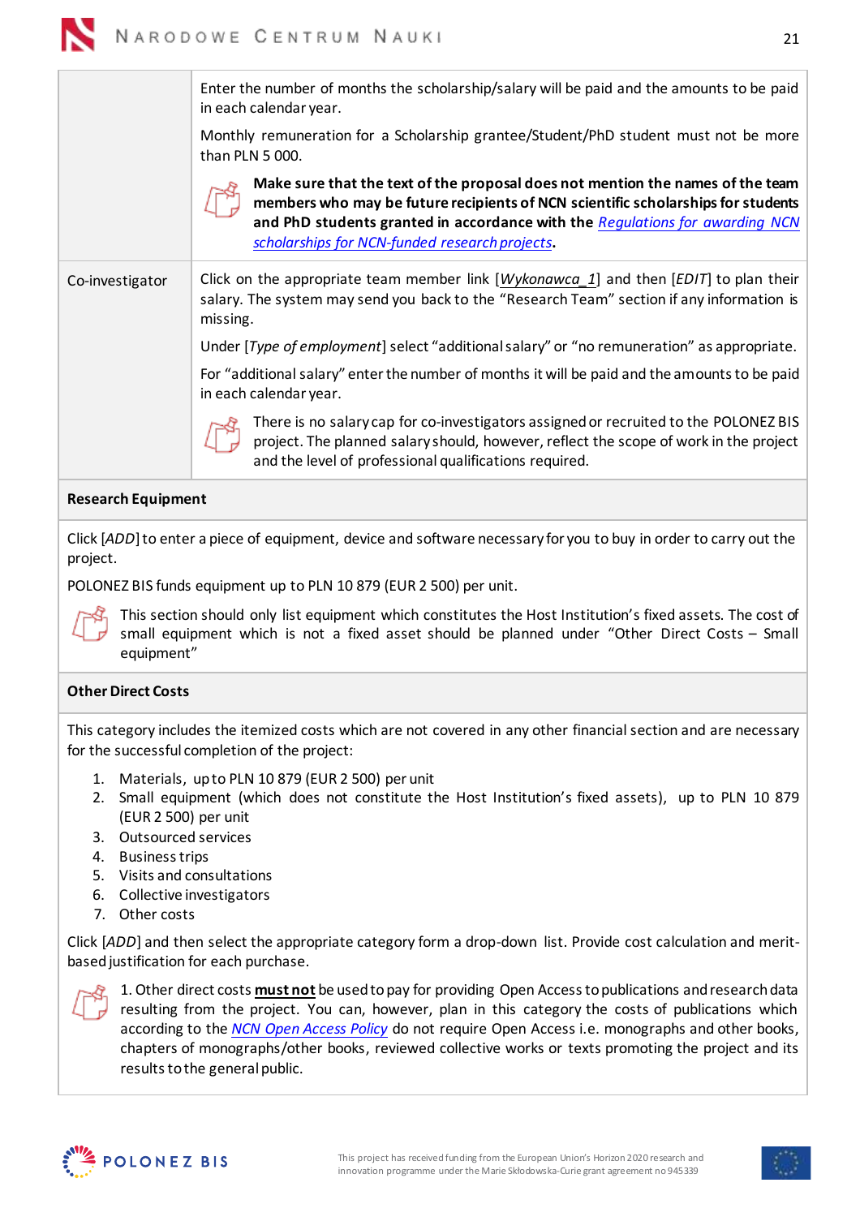| | |
|---|---|
| | Enter the number of months the scholarship/salary will be paid and the amounts to be paid in each calendar year.<br><br>Monthly remuneration for a Scholarship grantee/Student/PhD student must not be more than PLN 5 000.<br><br>**Make sure that the text of the proposal does not mention the names of the team members who may be future recipients of NCN scientific scholarships for students and PhD students granted in accordance with the *Regulations for awarding NCN scholarships for NCN-funded research projects*.** |
| Co-investigator | Click on the appropriate team member link [*Wykonawca_1*] and then [*EDIT*] to plan their salary. The system may send you back to the "Research Team" section if any information is missing.<br><br>Under [*Type of employment*] select "additional salary" or "no remuneration" as appropriate.<br><br>For "additional salary" enter the number of months it will be paid and the amounts to be paid in each calendar year.<br><br>There is no salary cap for co-investigators assigned or recruited to the POLONEZ BIS project. The planned salary should, however, reflect the scope of work in the project and the level of professional qualifications required. |

**Research Equipment**

Click [*ADD*] to enter a piece of equipment, device and software necessary for you to buy in order to carry out the project.

POLONEZ BIS funds equipment up to PLN 10 879 (EUR 2 500) per unit.

This section should only list equipment which constitutes the Host Institution's fixed assets. The cost of small equipment which is not a fixed asset should be planned under "Other Direct Costs – Small equipment"

**Other Direct Costs**

This category includes the itemized costs which are not covered in any other financial section and are necessary for the successful completion of the project:

1. Materials, up to PLN 10 879 (EUR 2 500) per unit
2. Small equipment (which does not constitute the Host Institution's fixed assets), up to PLN 10 879 (EUR 2 500) per unit
3. Outsourced services
4. Business trips
5. Visits and consultations
6. Collective investigators
7. Other costs

Click [*ADD*] and then select the appropriate category form a drop-down list. Provide cost calculation and merit-based justification for each purchase.

1. Other direct costs **must not** be used to pay for providing Open Access to publications and research data resulting from the project. You can, however, plan in this category the costs of publications which according to the *NCN Open Access Policy* do not require Open Access i.e. monographs and other books, chapters of monographs/other books, reviewed collective works or texts promoting the project and its results to the general public.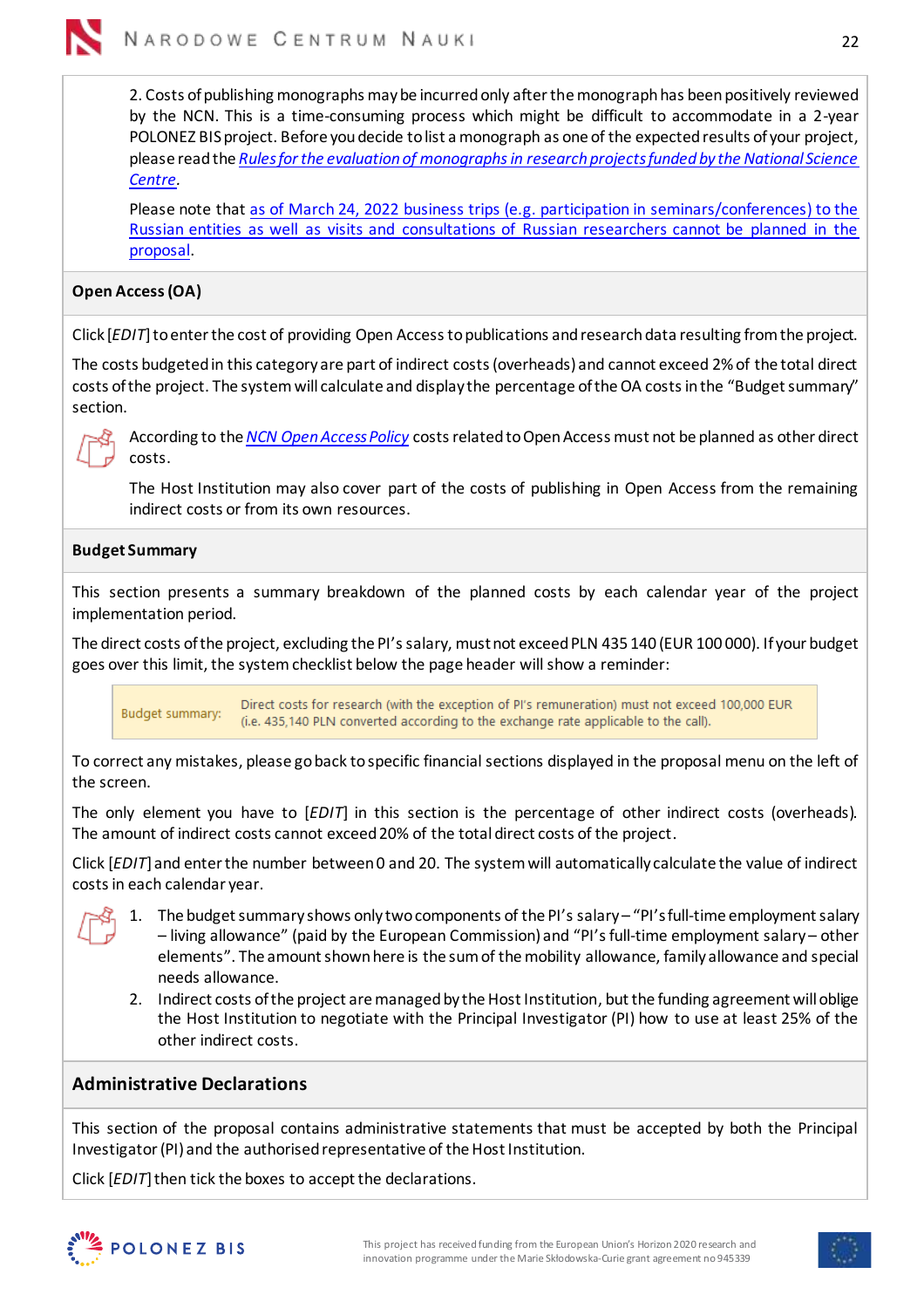2. Costs of publishing monographs may be incurred only after the monograph has been positively reviewed by the NCN. This is a time-consuming process which might be difficult to accommodate in a 2-year POLONEZ BIS project. Before you decide to list a monograph as one of the expected results of your project, please read the *Rules for the evaluation of monographs in research projects funded by the National Science Centre*.

Please note that as of March 24, 2022 business trips (e.g. participation in seminars/conferences) to the Russian entities as well as visits and consultations of Russian researchers cannot be planned in the proposal.

**Open Access (OA)**

Click [*EDIT*] to enter the cost of providing Open Access to publications and research data resulting from the project.

The costs budgeted in this category are part of indirect costs (overheads) and cannot exceed 2% of the total direct costs of the project. The system will calculate and display the percentage of the OA costs in the "Budget summary" section.

According to the *NCN Open Access Policy* costs related to Open Access must not be planned as other direct costs.

The Host Institution may also cover part of the costs of publishing in Open Access from the remaining indirect costs or from its own resources.

**Budget Summary**

This section presents a summary breakdown of the planned costs by each calendar year of the project implementation period.

The direct costs of the project, excluding the PI's salary, must not exceed PLN 435 140 (EUR 100 000). If your budget goes over this limit, the system checklist below the page header will show a reminder:

| Budget summary: | Direct costs for research (with the exception of PI's remuneration) must not exceed 100,000 EUR (i.e. 435,140 PLN converted according to the exchange rate applicable to the call). |
|---|---|

To correct any mistakes, please go back to specific financial sections displayed in the proposal menu on the left of the screen.

The only element you have to [*EDIT*] in this section is the percentage of other indirect costs (overheads). The amount of indirect costs cannot exceed 20% of the total direct costs of the project.

Click [*EDIT*] and enter the number between 0 and 20. The system will automatically calculate the value of indirect costs in each calendar year.

1. The budget summary shows only two components of the PI's salary – "PI's full-time employment salary – living allowance" (paid by the European Commission) and "PI's full-time employment salary – other elements". The amount shown here is the sum of the mobility allowance, family allowance and special needs allowance.
2. Indirect costs of the project are managed by the Host Institution, but the funding agreement will oblige the Host Institution to negotiate with the Principal Investigator (PI) how to use at least 25% of the other indirect costs.

## Administrative Declarations

This section of the proposal contains administrative statements that must be accepted by both the Principal Investigator (PI) and the authorised representative of the Host Institution.

Click [*EDIT*] then tick the boxes to accept the declarations.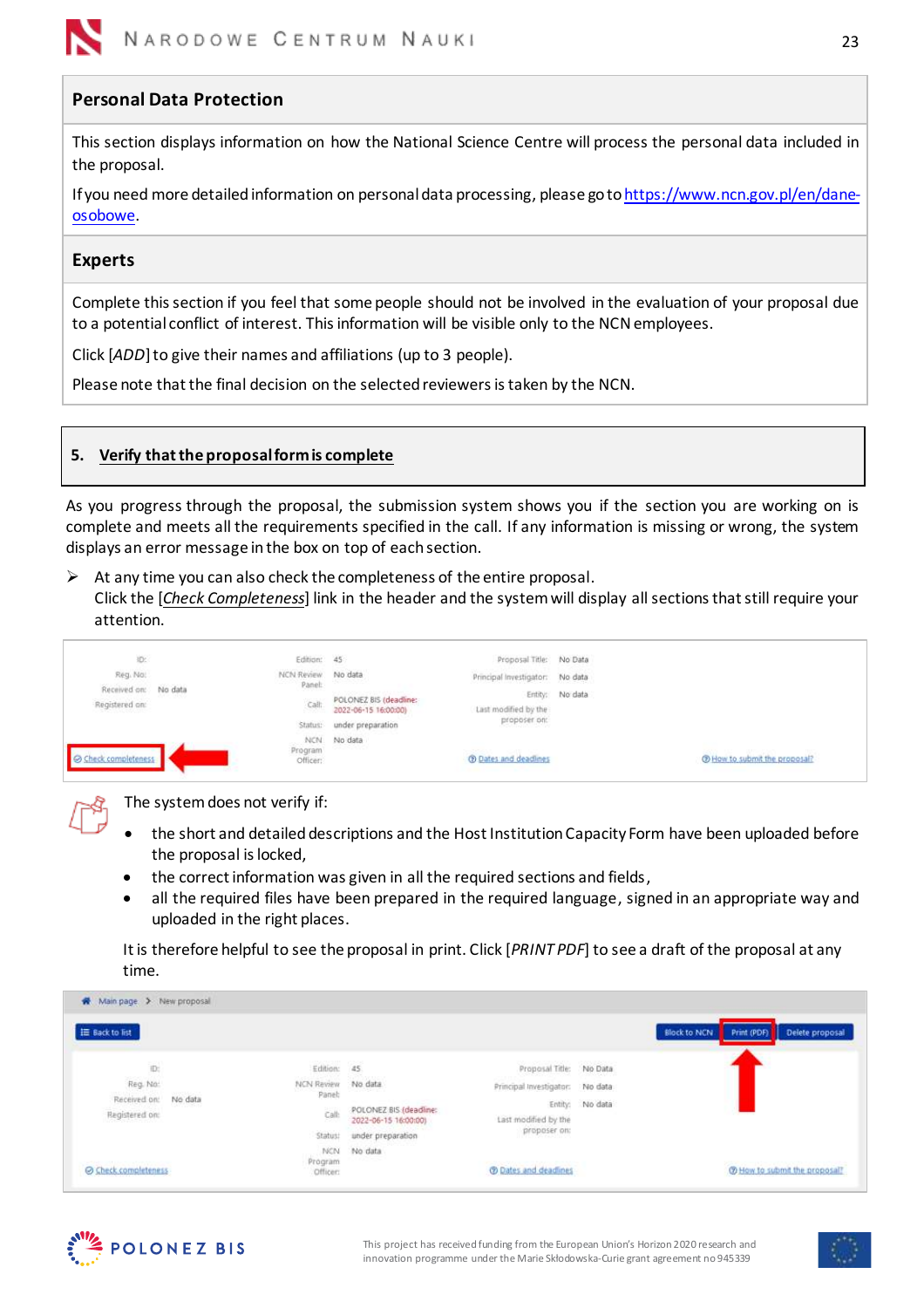## Personal Data Protection

This section displays information on how the National Science Centre will process the personal data included in the proposal.

If you need more detailed information on personal data processing, please go to https://www.ncn.gov.pl/en/dane-osobowe.

## Experts

Complete this section if you feel that some people should not be involved in the evaluation of your proposal due to a potential conflict of interest. This information will be visible only to the NCN employees.

Click [*ADD*] to give their names and affiliations (up to 3 people).

Please note that the final decision on the selected reviewers is taken by the NCN.

## 5. Verify that the proposal form is complete

As you progress through the proposal, the submission system shows you if the section you are working on is complete and meets all the requirements specified in the call. If any information is missing or wrong, the system displays an error message in the box on top of each section.

- At any time you can also check the completeness of the entire proposal.
  Click the [*Check Completeness*] link in the header and the system will display all sections that still require your attention.

The system does not verify if:

- the short and detailed descriptions and the Host Institution Capacity Form have been uploaded before the proposal is locked,
- the correct information was given in all the required sections and fields,
- all the required files have been prepared in the required language, signed in an appropriate way and uploaded in the right places.

It is therefore helpful to see the proposal in print. Click [*PRINT PDF*] to see a draft of the proposal at any time.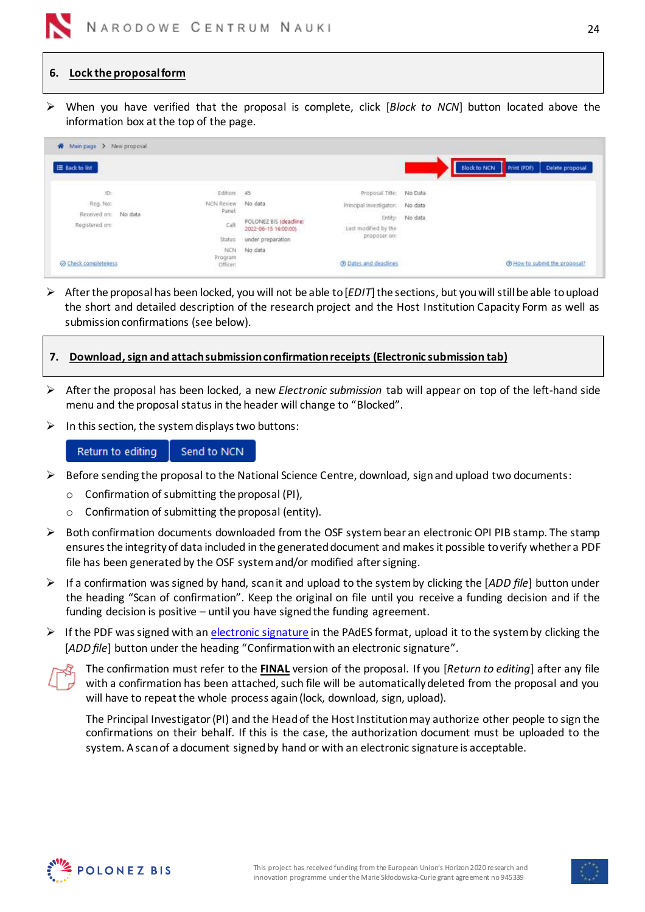## 6. Lock the proposal form

- When you have verified that the proposal is complete, click [*Block to NCN*] button located above the information box at the top of the page.

- After the proposal has been locked, you will not be able to [*EDIT*] the sections, but you will still be able to upload the short and detailed description of the research project and the Host Institution Capacity Form as well as submission confirmations (see below).

## 7. Download, sign and attach submission confirmation receipts (Electronic submission tab)

- After the proposal has been locked, a new *Electronic submission* tab will appear on top of the left-hand side menu and the proposal status in the header will change to "Blocked".
- In this section, the system displays two buttons:

Return to editing | Send to NCN

- Before sending the proposal to the National Science Centre, download, sign and upload two documents:
  - Confirmation of submitting the proposal (PI),
  - Confirmation of submitting the proposal (entity).
- Both confirmation documents downloaded from the OSF system bear an electronic OPI PIB stamp. The stamp ensures the integrity of data included in the generated document and makes it possible to verify whether a PDF file has been generated by the OSF system and/or modified after signing.
- If a confirmation was signed by hand, scan it and upload to the system by clicking the [*ADD file*] button under the heading "Scan of confirmation". Keep the original on file until you receive a funding decision and if the funding decision is positive – until you have signed the funding agreement.
- If the PDF was signed with an electronic signature in the PAdES format, upload it to the system by clicking the [*ADD file*] button under the heading "Confirmation with an electronic signature".

The confirmation must refer to the **FINAL** version of the proposal. If you [*Return to editing*] after any file with a confirmation has been attached, such file will be automatically deleted from the proposal and you will have to repeat the whole process again (lock, download, sign, upload).

The Principal Investigator (PI) and the Head of the Host Institution may authorize other people to sign the confirmations on their behalf. If this is the case, the authorization document must be uploaded to the system. A scan of a document signed by hand or with an electronic signature is acceptable.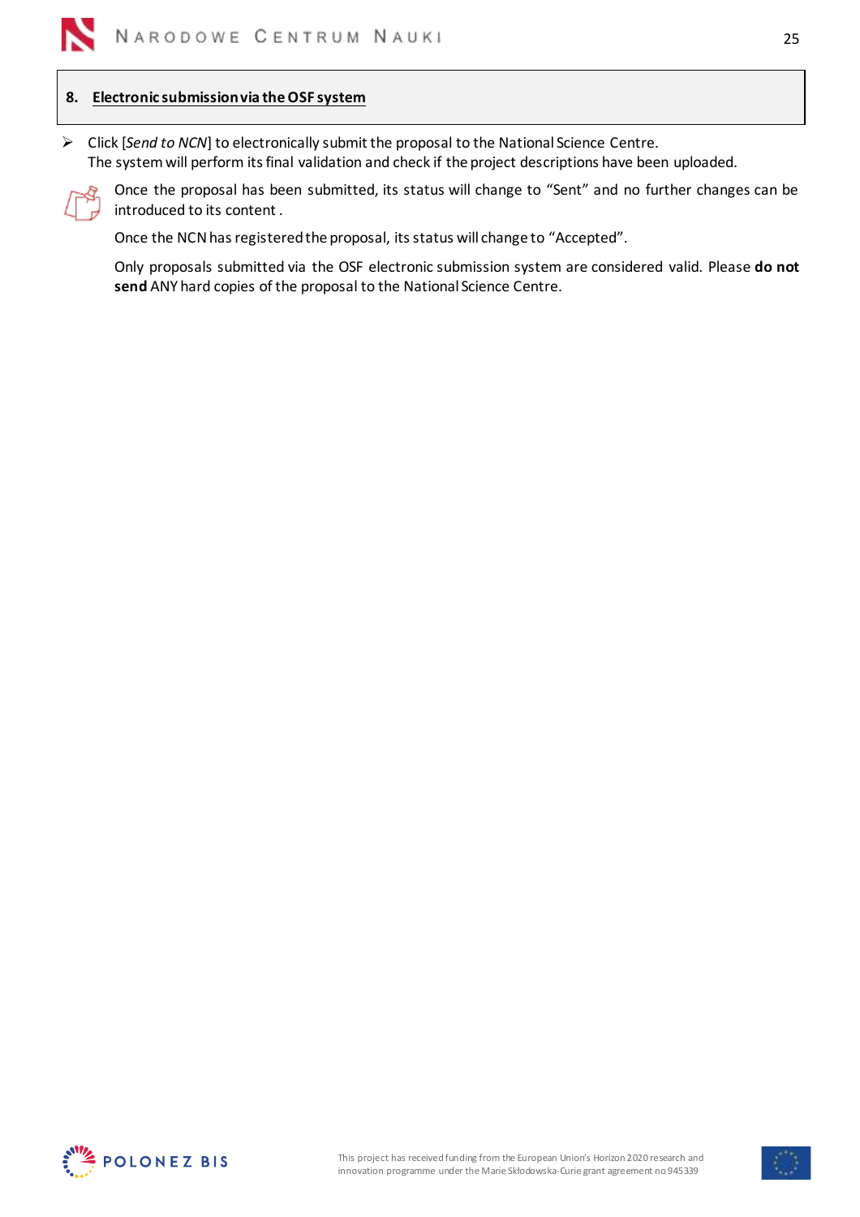## 8. Electronic submission via the OSF system

- Click [*Send to NCN*] to electronically submit the proposal to the National Science Centre.
  The system will perform its final validation and check if the project descriptions have been uploaded.

Once the proposal has been submitted, its status will change to “Sent” and no further changes can be introduced to its content .

Once the NCN has registered the proposal, its status will change to “Accepted”.

Only proposals submitted via the OSF electronic submission system are considered valid. Please **do not send** ANY hard copies of the proposal to the National Science Centre.